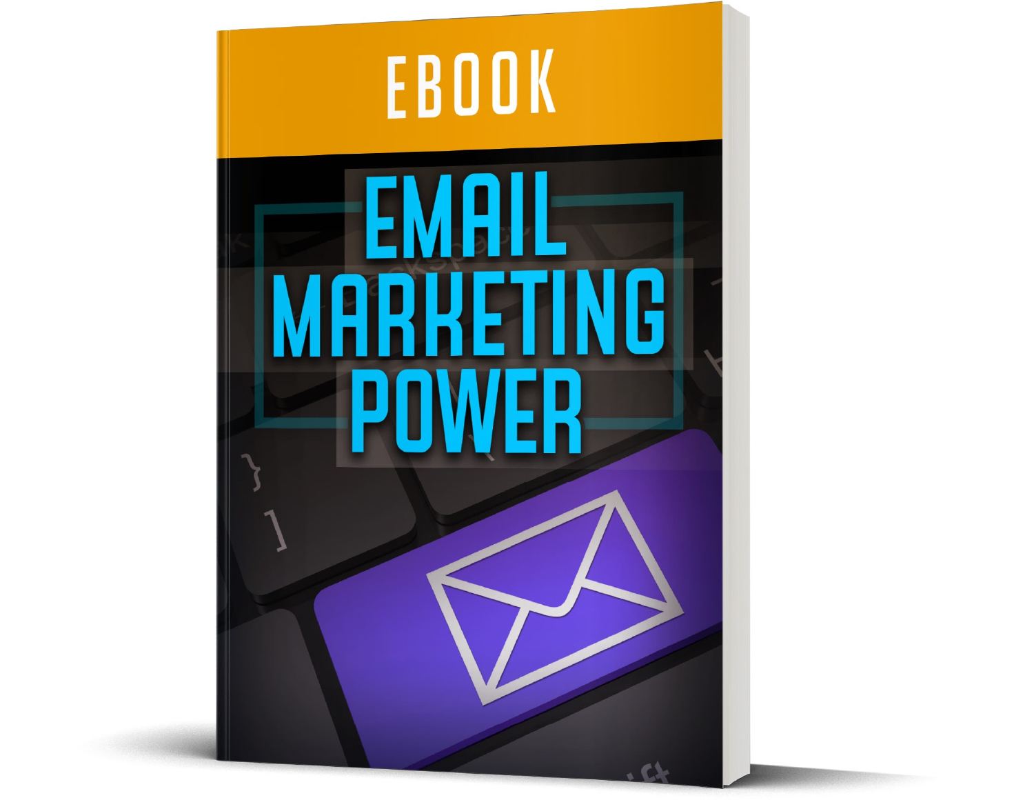EBOOK

# EMAIL MARKETING POWER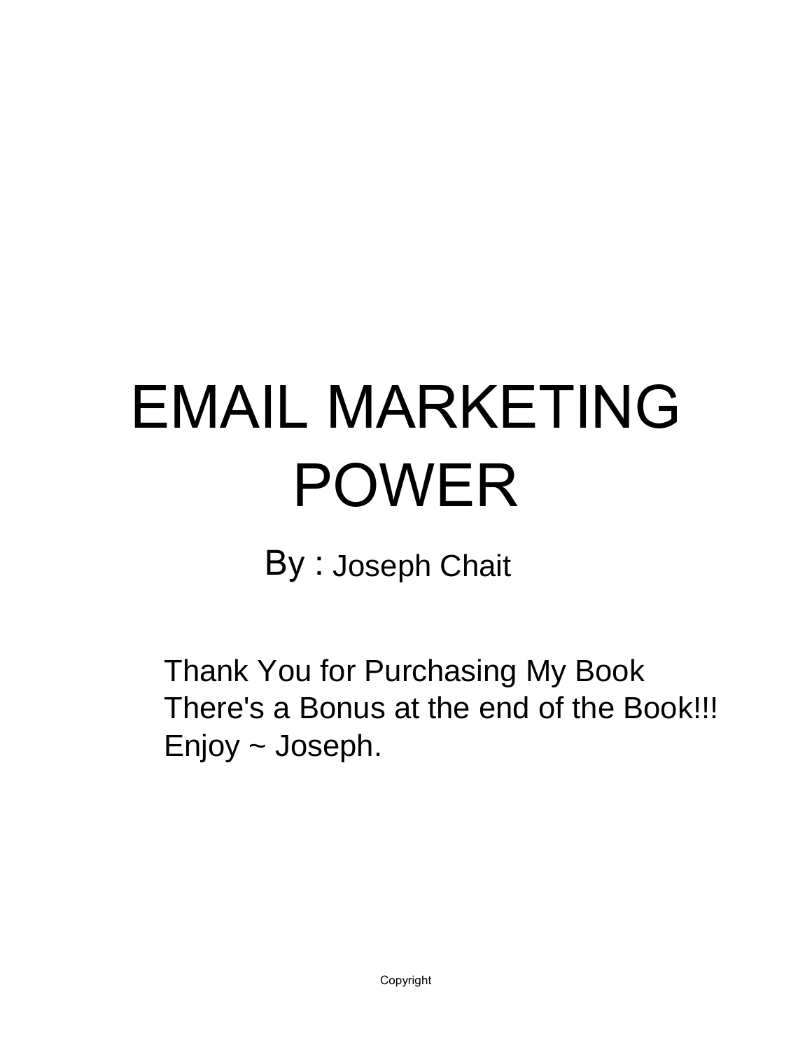# EMAIL MARKETING POWER

By : Joseph Chait

Thank You for Purchasing My Book
There's a Bonus at the end of the Book!!!
Enjoy ~ Joseph.

Copyright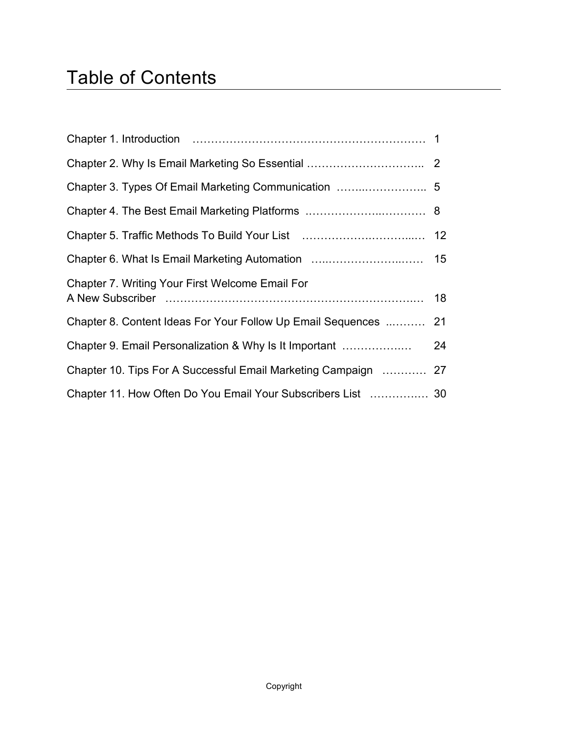# Table of Contents

Chapter 1. Introduction ........................................................ 1

Chapter 2. Why Is Email Marketing So Essential ........................... 2

Chapter 3. Types Of Email Marketing Communication ..................... 5

Chapter 4. The Best Email Marketing Platforms .............................. 8

Chapter 5. Traffic Methods To Build Your List ............................... 12

Chapter 6. What Is Email Marketing Automation ............................. 15

Chapter 7. Writing Your First Welcome Email For A New Subscriber ................................................................ 18

Chapter 8. Content Ideas For Your Follow Up Email Sequences .......... 21

Chapter 9. Email Personalization & Why Is It Important .................. 24

Chapter 10. Tips For A Successful Email Marketing Campaign ............ 27

Chapter 11. How Often Do You Email Your Subscribers List ............... 30

Copyright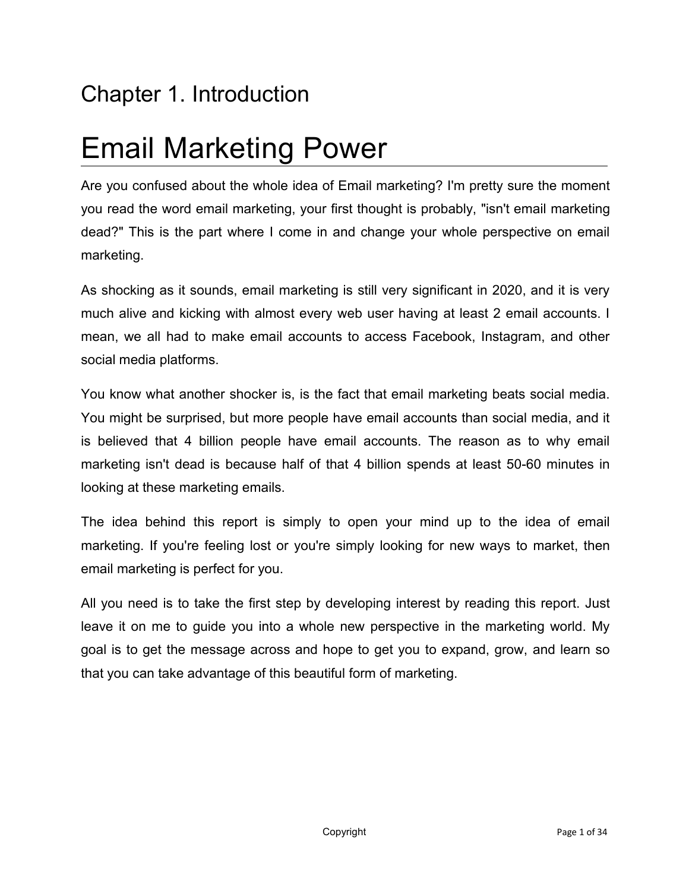## Chapter 1. Introduction

# Email Marketing Power

Are you confused about the whole idea of Email marketing? I'm pretty sure the moment you read the word email marketing, your first thought is probably, "isn't email marketing dead?" This is the part where I come in and change your whole perspective on email marketing.

As shocking as it sounds, email marketing is still very significant in 2020, and it is very much alive and kicking with almost every web user having at least 2 email accounts. I mean, we all had to make email accounts to access Facebook, Instagram, and other social media platforms.

You know what another shocker is, is the fact that email marketing beats social media. You might be surprised, but more people have email accounts than social media, and it is believed that 4 billion people have email accounts. The reason as to why email marketing isn't dead is because half of that 4 billion spends at least 50-60 minutes in looking at these marketing emails.

The idea behind this report is simply to open your mind up to the idea of email marketing. If you're feeling lost or you're simply looking for new ways to market, then email marketing is perfect for you.

All you need is to take the first step by developing interest by reading this report. Just leave it on me to guide you into a whole new perspective in the marketing world. My goal is to get the message across and hope to get you to expand, grow, and learn so that you can take advantage of this beautiful form of marketing.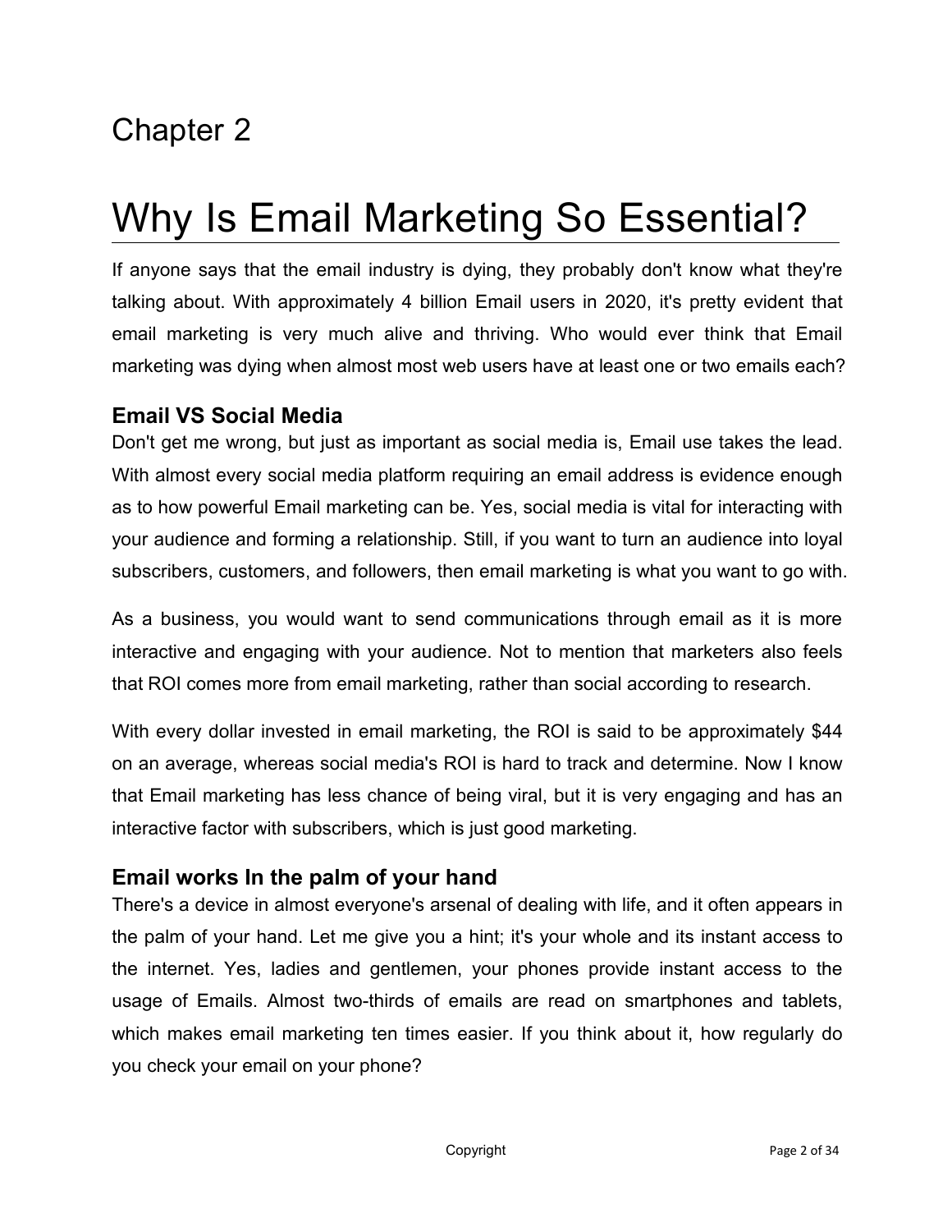Chapter 2

# Why Is Email Marketing So Essential?

If anyone says that the email industry is dying, they probably don't know what they're talking about. With approximately 4 billion Email users in 2020, it's pretty evident that email marketing is very much alive and thriving. Who would ever think that Email marketing was dying when almost most web users have at least one or two emails each?

## Email VS Social Media

Don't get me wrong, but just as important as social media is, Email use takes the lead. With almost every social media platform requiring an email address is evidence enough as to how powerful Email marketing can be. Yes, social media is vital for interacting with your audience and forming a relationship. Still, if you want to turn an audience into loyal subscribers, customers, and followers, then email marketing is what you want to go with.

As a business, you would want to send communications through email as it is more interactive and engaging with your audience. Not to mention that marketers also feels that ROI comes more from email marketing, rather than social according to research.

With every dollar invested in email marketing, the ROI is said to be approximately $44 on an average, whereas social media's ROI is hard to track and determine. Now I know that Email marketing has less chance of being viral, but it is very engaging and has an interactive factor with subscribers, which is just good marketing.

## Email works In the palm of your hand

There's a device in almost everyone's arsenal of dealing with life, and it often appears in the palm of your hand. Let me give you a hint; it's your whole and its instant access to the internet. Yes, ladies and gentlemen, your phones provide instant access to the usage of Emails. Almost two-thirds of emails are read on smartphones and tablets, which makes email marketing ten times easier. If you think about it, how regularly do you check your email on your phone?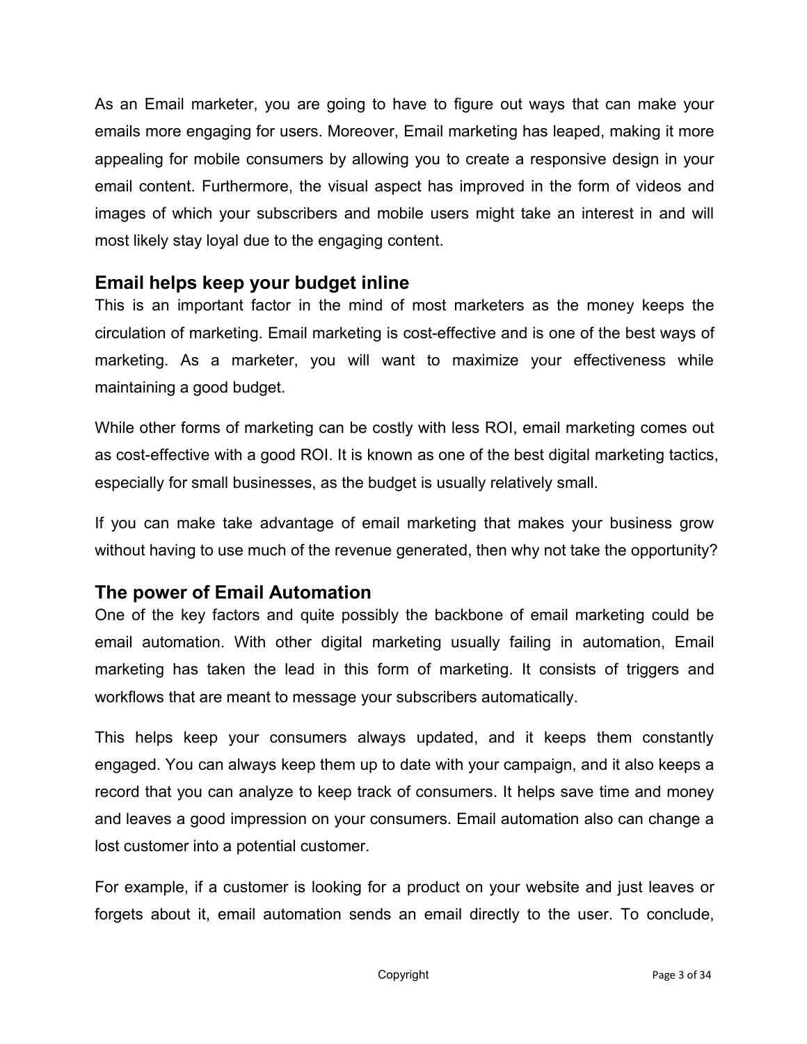As an Email marketer, you are going to have to figure out ways that can make your emails more engaging for users. Moreover, Email marketing has leaped, making it more appealing for mobile consumers by allowing you to create a responsive design in your email content. Furthermore, the visual aspect has improved in the form of videos and images of which your subscribers and mobile users might take an interest in and will most likely stay loyal due to the engaging content.

## Email helps keep your budget inline

This is an important factor in the mind of most marketers as the money keeps the circulation of marketing. Email marketing is cost-effective and is one of the best ways of marketing. As a marketer, you will want to maximize your effectiveness while maintaining a good budget.

While other forms of marketing can be costly with less ROI, email marketing comes out as cost-effective with a good ROI. It is known as one of the best digital marketing tactics, especially for small businesses, as the budget is usually relatively small.

If you can make take advantage of email marketing that makes your business grow without having to use much of the revenue generated, then why not take the opportunity?

## The power of Email Automation

One of the key factors and quite possibly the backbone of email marketing could be email automation. With other digital marketing usually failing in automation, Email marketing has taken the lead in this form of marketing. It consists of triggers and workflows that are meant to message your subscribers automatically.

This helps keep your consumers always updated, and it keeps them constantly engaged. You can always keep them up to date with your campaign, and it also keeps a record that you can analyze to keep track of consumers. It helps save time and money and leaves a good impression on your consumers. Email automation also can change a lost customer into a potential customer.

For example, if a customer is looking for a product on your website and just leaves or forgets about it, email automation sends an email directly to the user. To conclude,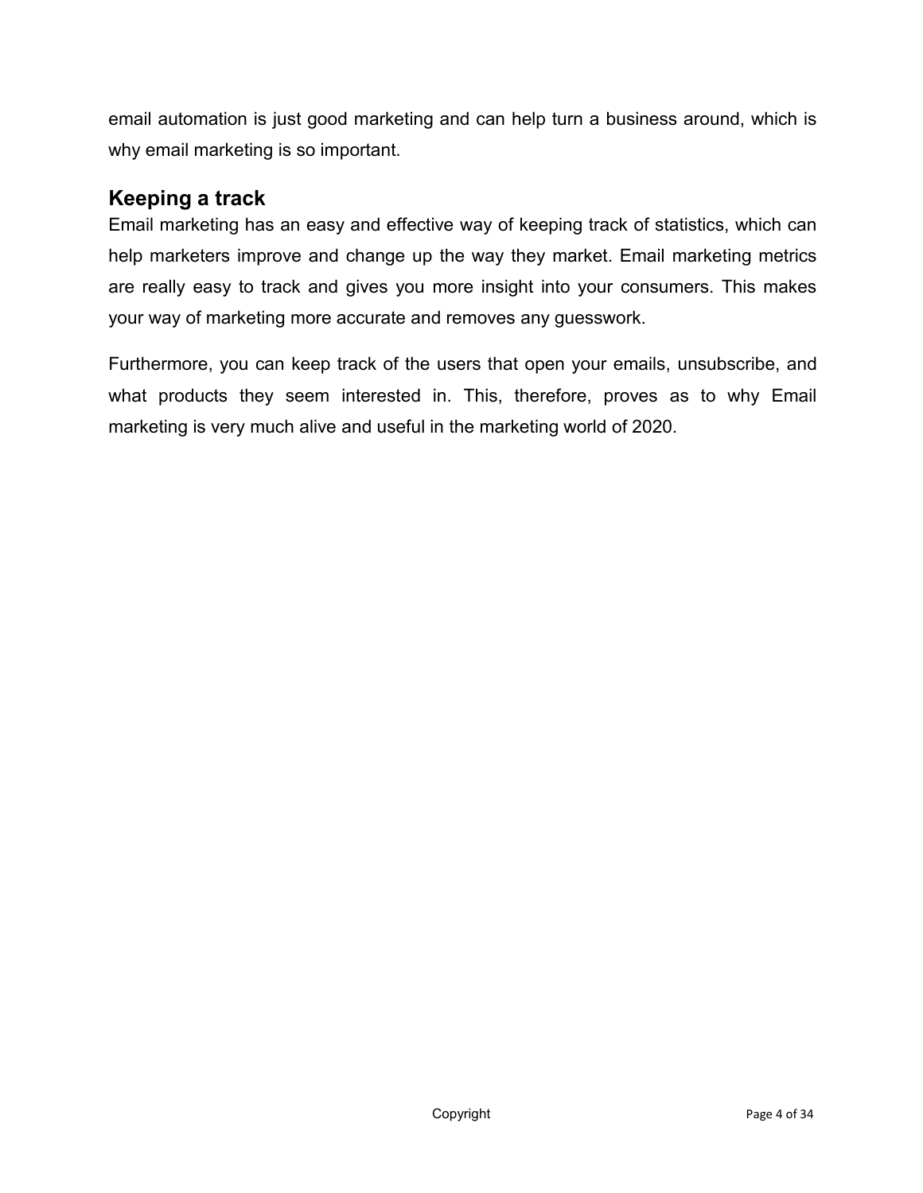email automation is just good marketing and can help turn a business around, which is why email marketing is so important.

## Keeping a track

Email marketing has an easy and effective way of keeping track of statistics, which can help marketers improve and change up the way they market. Email marketing metrics are really easy to track and gives you more insight into your consumers. This makes your way of marketing more accurate and removes any guesswork.

Furthermore, you can keep track of the users that open your emails, unsubscribe, and what products they seem interested in. This, therefore, proves as to why Email marketing is very much alive and useful in the marketing world of 2020.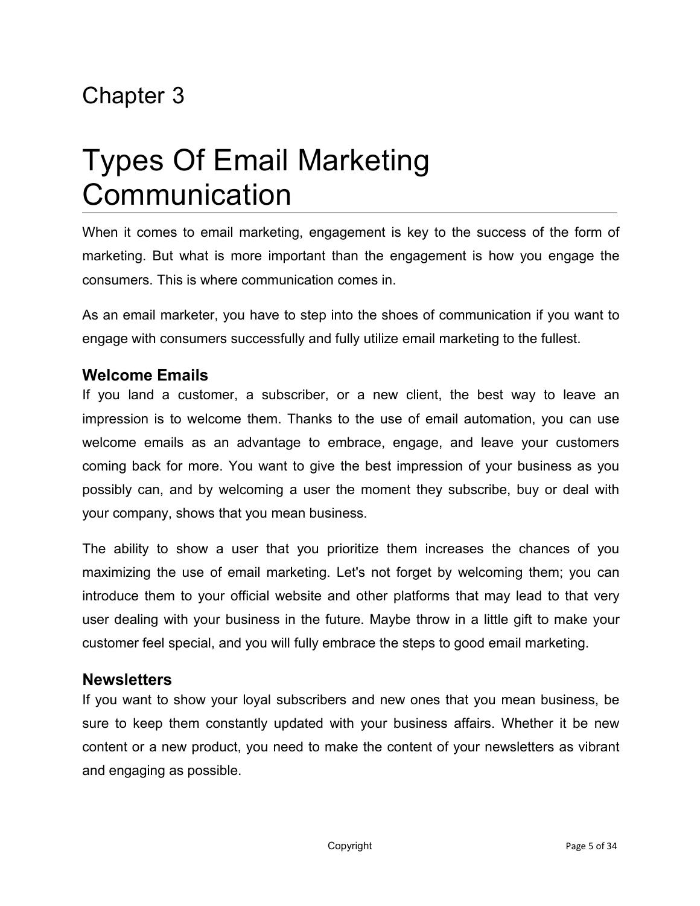Chapter 3

# Types Of Email Marketing Communication

When it comes to email marketing, engagement is key to the success of the form of marketing. But what is more important than the engagement is how you engage the consumers. This is where communication comes in.

As an email marketer, you have to step into the shoes of communication if you want to engage with consumers successfully and fully utilize email marketing to the fullest.

### Welcome Emails

If you land a customer, a subscriber, or a new client, the best way to leave an impression is to welcome them. Thanks to the use of email automation, you can use welcome emails as an advantage to embrace, engage, and leave your customers coming back for more. You want to give the best impression of your business as you possibly can, and by welcoming a user the moment they subscribe, buy or deal with your company, shows that you mean business.

The ability to show a user that you prioritize them increases the chances of you maximizing the use of email marketing. Let's not forget by welcoming them; you can introduce them to your official website and other platforms that may lead to that very user dealing with your business in the future. Maybe throw in a little gift to make your customer feel special, and you will fully embrace the steps to good email marketing.

### Newsletters

If you want to show your loyal subscribers and new ones that you mean business, be sure to keep them constantly updated with your business affairs. Whether it be new content or a new product, you need to make the content of your newsletters as vibrant and engaging as possible.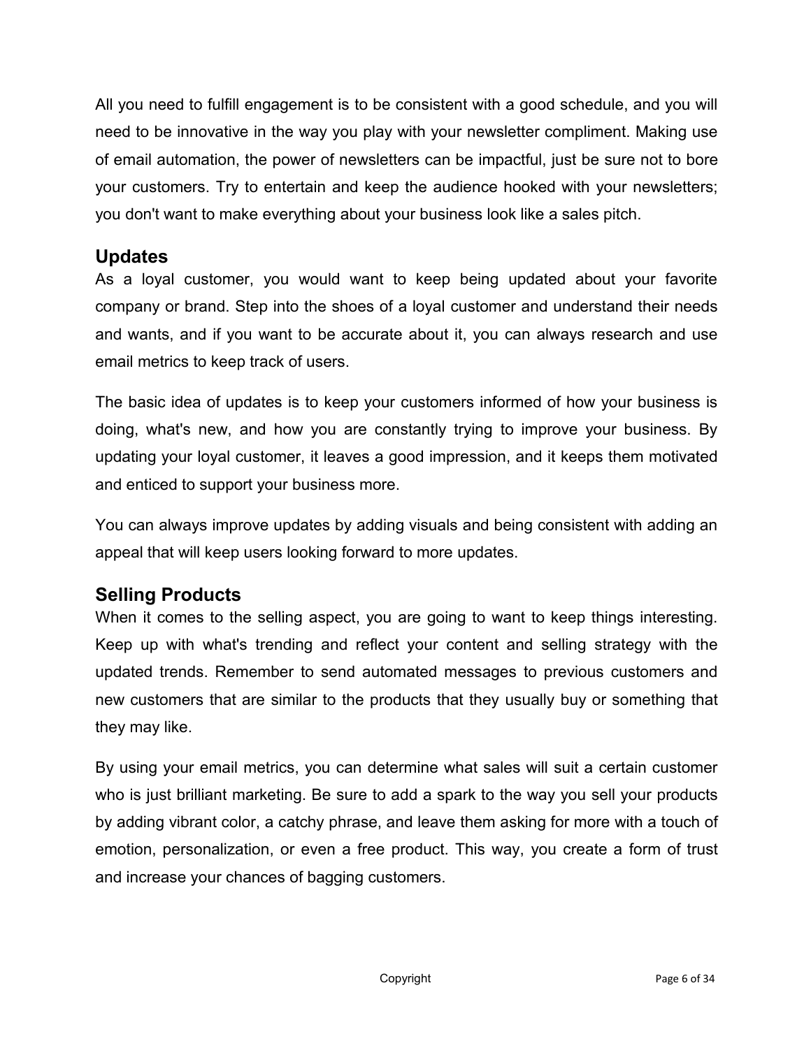All you need to fulfill engagement is to be consistent with a good schedule, and you will need to be innovative in the way you play with your newsletter compliment. Making use of email automation, the power of newsletters can be impactful, just be sure not to bore your customers. Try to entertain and keep the audience hooked with your newsletters; you don't want to make everything about your business look like a sales pitch.

## Updates

As a loyal customer, you would want to keep being updated about your favorite company or brand. Step into the shoes of a loyal customer and understand their needs and wants, and if you want to be accurate about it, you can always research and use email metrics to keep track of users.

The basic idea of updates is to keep your customers informed of how your business is doing, what's new, and how you are constantly trying to improve your business. By updating your loyal customer, it leaves a good impression, and it keeps them motivated and enticed to support your business more.

You can always improve updates by adding visuals and being consistent with adding an appeal that will keep users looking forward to more updates.

## Selling Products

When it comes to the selling aspect, you are going to want to keep things interesting. Keep up with what's trending and reflect your content and selling strategy with the updated trends. Remember to send automated messages to previous customers and new customers that are similar to the products that they usually buy or something that they may like.

By using your email metrics, you can determine what sales will suit a certain customer who is just brilliant marketing. Be sure to add a spark to the way you sell your products by adding vibrant color, a catchy phrase, and leave them asking for more with a touch of emotion, personalization, or even a free product. This way, you create a form of trust and increase your chances of bagging customers.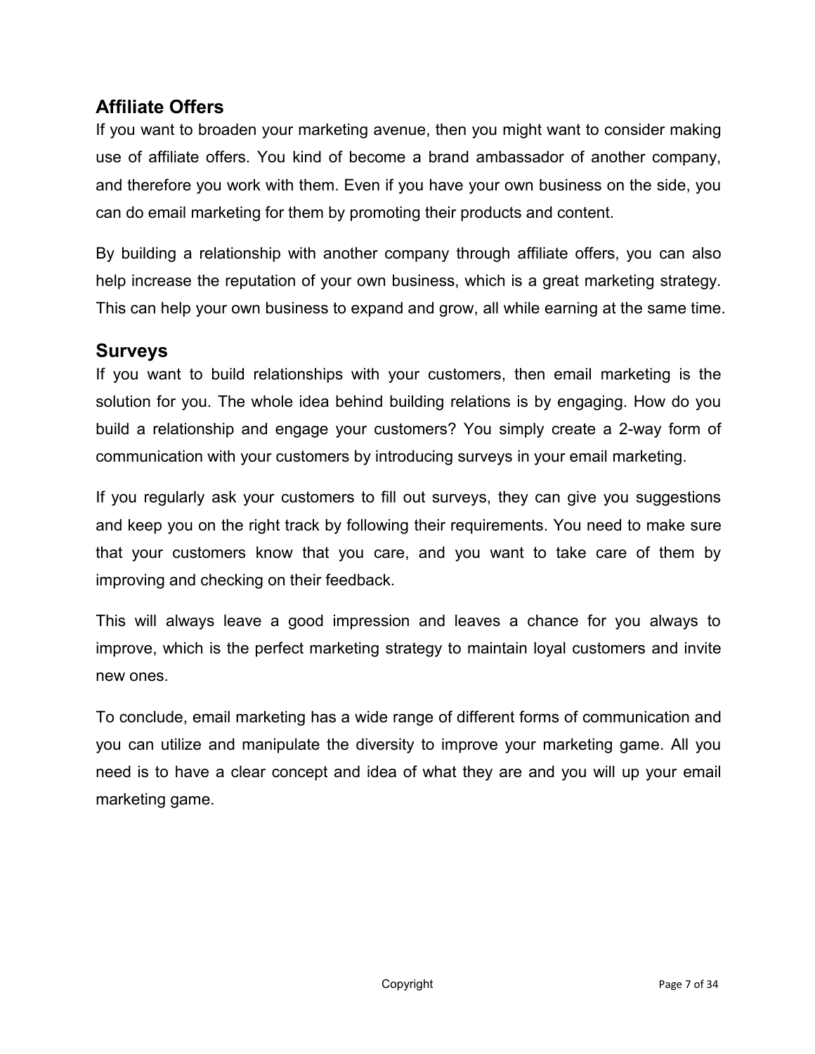## Affiliate Offers

If you want to broaden your marketing avenue, then you might want to consider making use of affiliate offers. You kind of become a brand ambassador of another company, and therefore you work with them. Even if you have your own business on the side, you can do email marketing for them by promoting their products and content.

By building a relationship with another company through affiliate offers, you can also help increase the reputation of your own business, which is a great marketing strategy. This can help your own business to expand and grow, all while earning at the same time.

## Surveys

If you want to build relationships with your customers, then email marketing is the solution for you. The whole idea behind building relations is by engaging. How do you build a relationship and engage your customers? You simply create a 2-way form of communication with your customers by introducing surveys in your email marketing.

If you regularly ask your customers to fill out surveys, they can give you suggestions and keep you on the right track by following their requirements. You need to make sure that your customers know that you care, and you want to take care of them by improving and checking on their feedback.

This will always leave a good impression and leaves a chance for you always to improve, which is the perfect marketing strategy to maintain loyal customers and invite new ones.

To conclude, email marketing has a wide range of different forms of communication and you can utilize and manipulate the diversity to improve your marketing game. All you need is to have a clear concept and idea of what they are and you will up your email marketing game.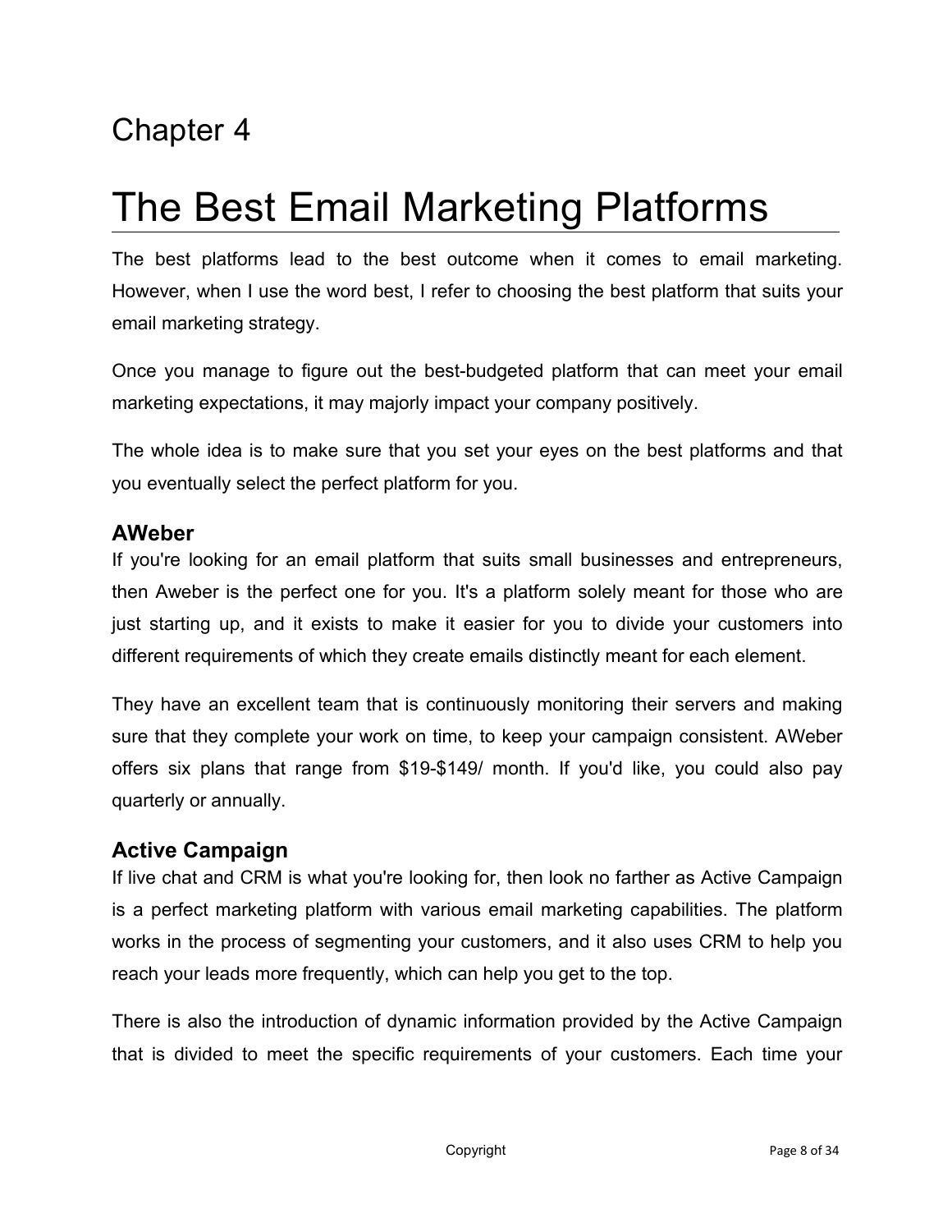Chapter 4

# The Best Email Marketing Platforms

The best platforms lead to the best outcome when it comes to email marketing. However, when I use the word best, I refer to choosing the best platform that suits your email marketing strategy.

Once you manage to figure out the best-budgeted platform that can meet your email marketing expectations, it may majorly impact your company positively.

The whole idea is to make sure that you set your eyes on the best platforms and that you eventually select the perfect platform for you.

### AWeber

If you're looking for an email platform that suits small businesses and entrepreneurs, then Aweber is the perfect one for you. It's a platform solely meant for those who are just starting up, and it exists to make it easier for you to divide your customers into different requirements of which they create emails distinctly meant for each element.

They have an excellent team that is continuously monitoring their servers and making sure that they complete your work on time, to keep your campaign consistent. AWeber offers six plans that range from $19-$149/ month. If you'd like, you could also pay quarterly or annually.

### Active Campaign

If live chat and CRM is what you're looking for, then look no farther as Active Campaign is a perfect marketing platform with various email marketing capabilities. The platform works in the process of segmenting your customers, and it also uses CRM to help you reach your leads more frequently, which can help you get to the top.

There is also the introduction of dynamic information provided by the Active Campaign that is divided to meet the specific requirements of your customers. Each time your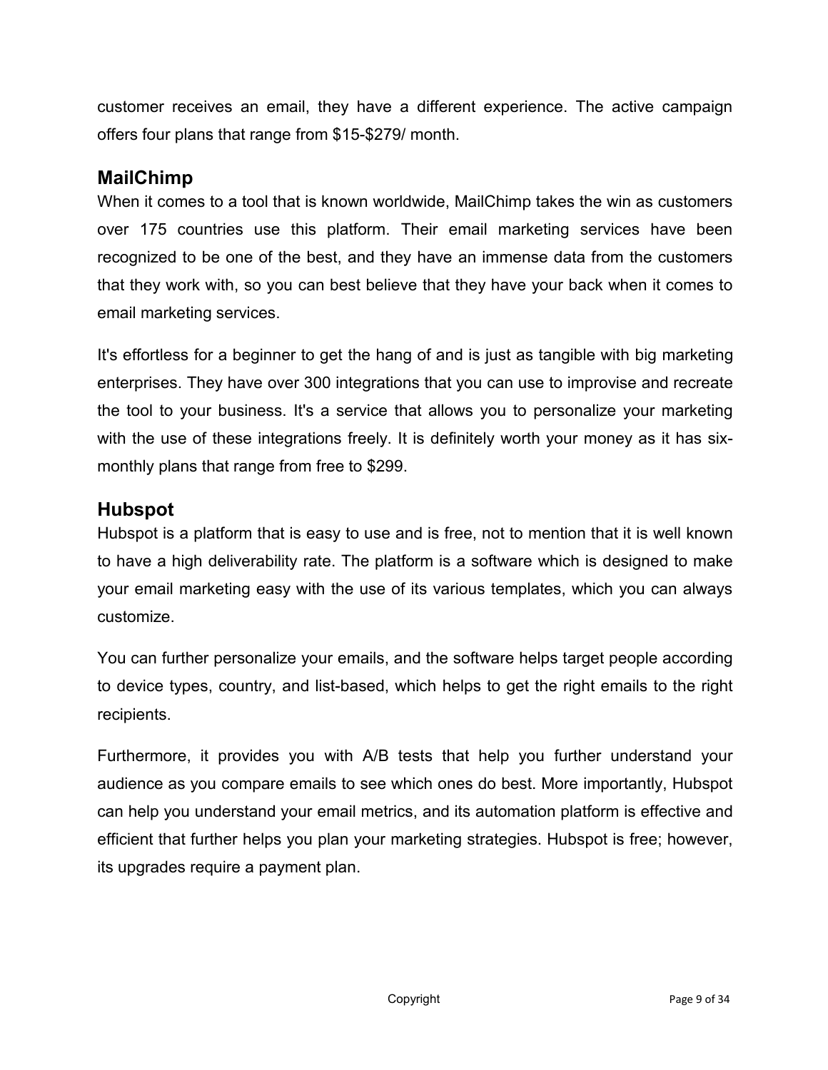customer receives an email, they have a different experience. The active campaign offers four plans that range from $15-$279/ month.

## MailChimp

When it comes to a tool that is known worldwide, MailChimp takes the win as customers over 175 countries use this platform. Their email marketing services have been recognized to be one of the best, and they have an immense data from the customers that they work with, so you can best believe that they have your back when it comes to email marketing services.

It's effortless for a beginner to get the hang of and is just as tangible with big marketing enterprises. They have over 300 integrations that you can use to improvise and recreate the tool to your business. It's a service that allows you to personalize your marketing with the use of these integrations freely. It is definitely worth your money as it has six-monthly plans that range from free to $299.

## Hubspot

Hubspot is a platform that is easy to use and is free, not to mention that it is well known to have a high deliverability rate. The platform is a software which is designed to make your email marketing easy with the use of its various templates, which you can always customize.

You can further personalize your emails, and the software helps target people according to device types, country, and list-based, which helps to get the right emails to the right recipients.

Furthermore, it provides you with A/B tests that help you further understand your audience as you compare emails to see which ones do best. More importantly, Hubspot can help you understand your email metrics, and its automation platform is effective and efficient that further helps you plan your marketing strategies. Hubspot is free; however, its upgrades require a payment plan.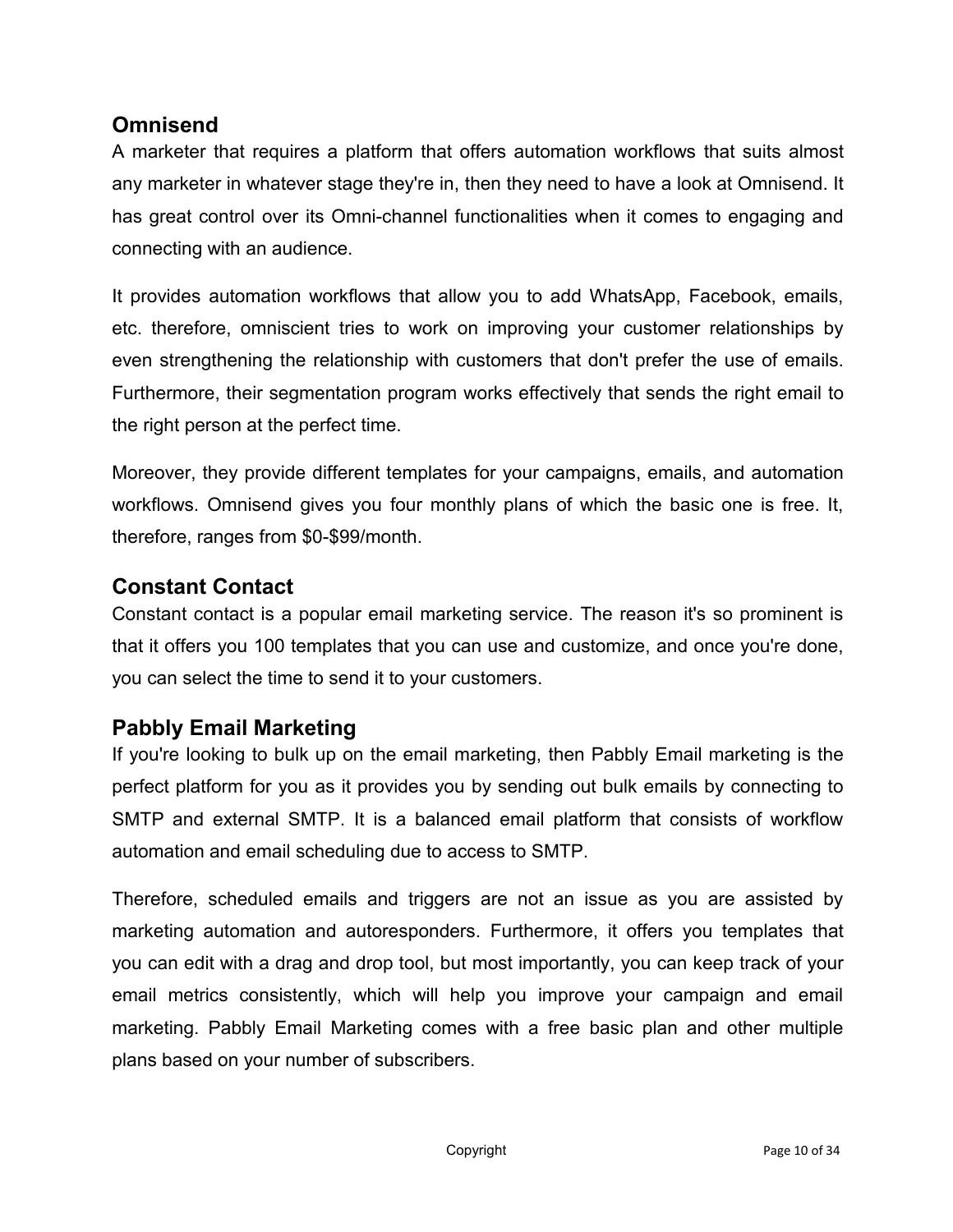## Omnisend

A marketer that requires a platform that offers automation workflows that suits almost any marketer in whatever stage they're in, then they need to have a look at Omnisend. It has great control over its Omni-channel functionalities when it comes to engaging and connecting with an audience.

It provides automation workflows that allow you to add WhatsApp, Facebook, emails, etc. therefore, omniscient tries to work on improving your customer relationships by even strengthening the relationship with customers that don't prefer the use of emails. Furthermore, their segmentation program works effectively that sends the right email to the right person at the perfect time.

Moreover, they provide different templates for your campaigns, emails, and automation workflows. Omnisend gives you four monthly plans of which the basic one is free. It, therefore, ranges from $0-$99/month.

## Constant Contact

Constant contact is a popular email marketing service. The reason it's so prominent is that it offers you 100 templates that you can use and customize, and once you're done, you can select the time to send it to your customers.

## Pabbly Email Marketing

If you're looking to bulk up on the email marketing, then Pabbly Email marketing is the perfect platform for you as it provides you by sending out bulk emails by connecting to SMTP and external SMTP. It is a balanced email platform that consists of workflow automation and email scheduling due to access to SMTP.

Therefore, scheduled emails and triggers are not an issue as you are assisted by marketing automation and autoresponders. Furthermore, it offers you templates that you can edit with a drag and drop tool, but most importantly, you can keep track of your email metrics consistently, which will help you improve your campaign and email marketing. Pabbly Email Marketing comes with a free basic plan and other multiple plans based on your number of subscribers.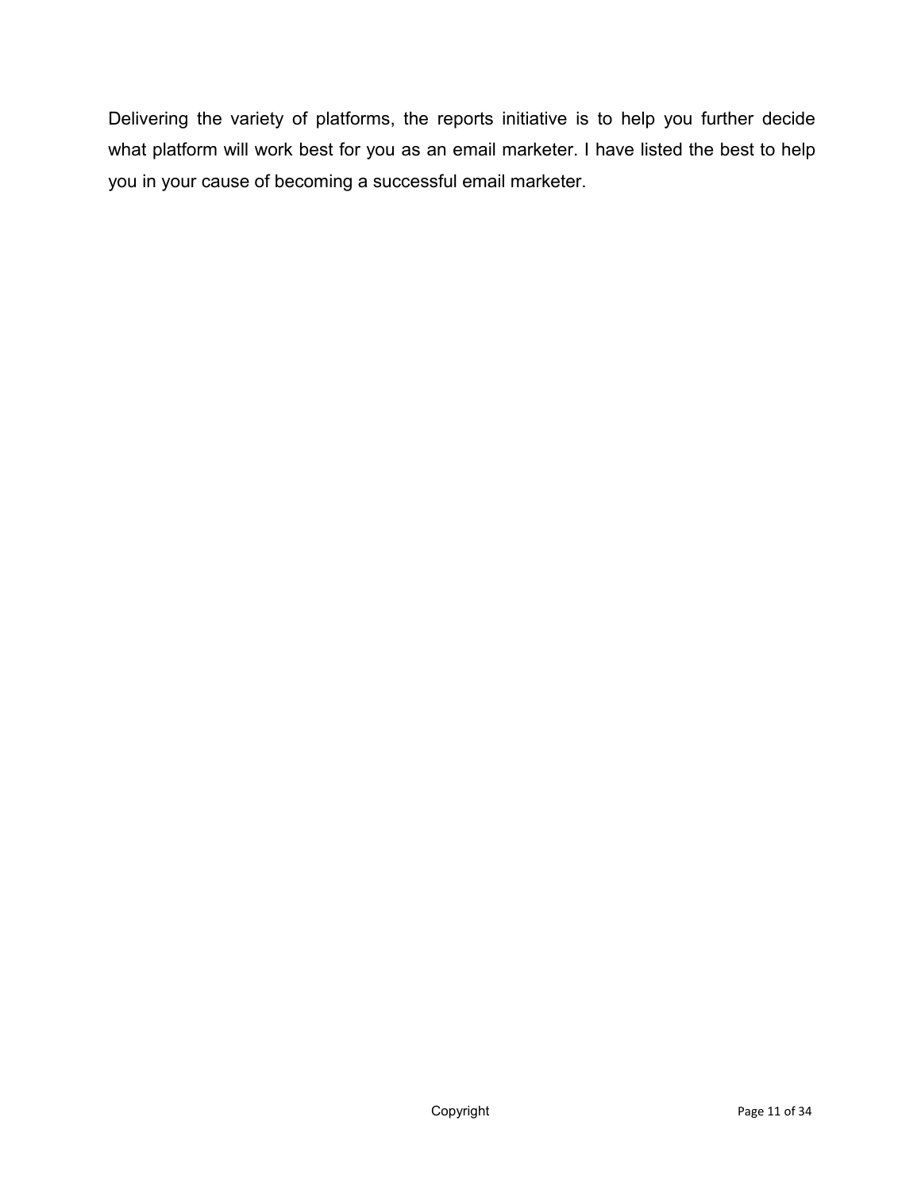Delivering the variety of platforms, the reports initiative is to help you further decide what platform will work best for you as an email marketer. I have listed the best to help you in your cause of becoming a successful email marketer.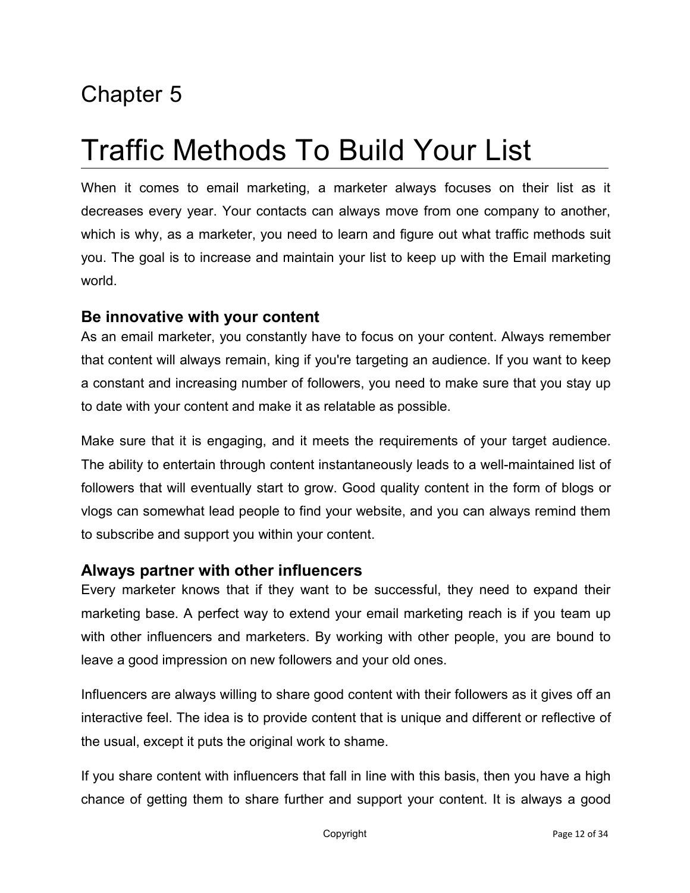Chapter 5

# Traffic Methods To Build Your List

When it comes to email marketing, a marketer always focuses on their list as it decreases every year. Your contacts can always move from one company to another, which is why, as a marketer, you need to learn and figure out what traffic methods suit you. The goal is to increase and maintain your list to keep up with the Email marketing world.

### Be innovative with your content

As an email marketer, you constantly have to focus on your content. Always remember that content will always remain, king if you're targeting an audience. If you want to keep a constant and increasing number of followers, you need to make sure that you stay up to date with your content and make it as relatable as possible.

Make sure that it is engaging, and it meets the requirements of your target audience. The ability to entertain through content instantaneously leads to a well-maintained list of followers that will eventually start to grow. Good quality content in the form of blogs or vlogs can somewhat lead people to find your website, and you can always remind them to subscribe and support you within your content.

### Always partner with other influencers

Every marketer knows that if they want to be successful, they need to expand their marketing base. A perfect way to extend your email marketing reach is if you team up with other influencers and marketers. By working with other people, you are bound to leave a good impression on new followers and your old ones.

Influencers are always willing to share good content with their followers as it gives off an interactive feel. The idea is to provide content that is unique and different or reflective of the usual, except it puts the original work to shame.

If you share content with influencers that fall in line with this basis, then you have a high chance of getting them to share further and support your content. It is always a good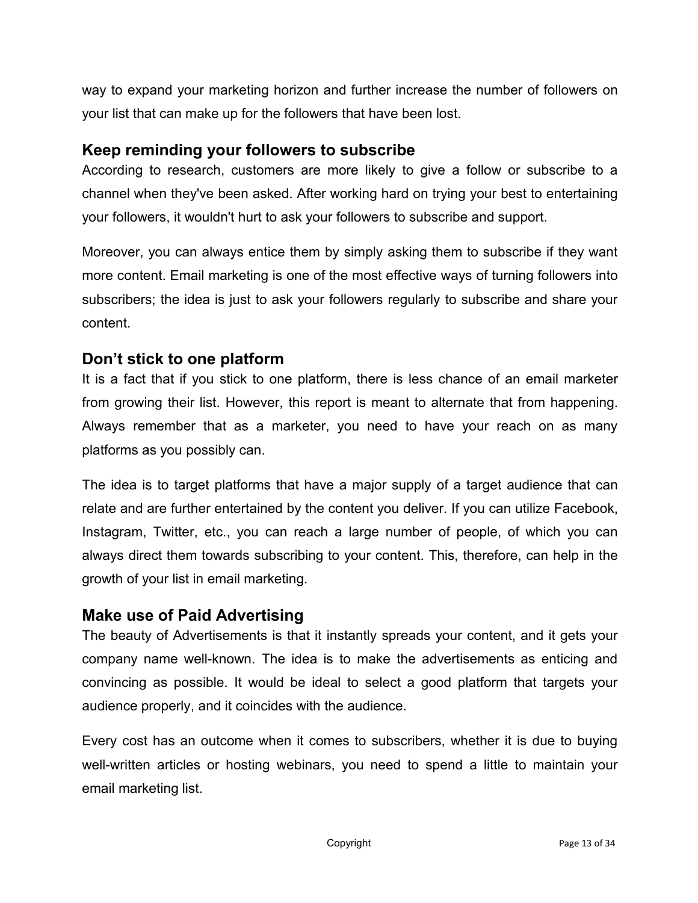way to expand your marketing horizon and further increase the number of followers on your list that can make up for the followers that have been lost.

## Keep reminding your followers to subscribe

According to research, customers are more likely to give a follow or subscribe to a channel when they've been asked. After working hard on trying your best to entertaining your followers, it wouldn't hurt to ask your followers to subscribe and support.

Moreover, you can always entice them by simply asking them to subscribe if they want more content. Email marketing is one of the most effective ways of turning followers into subscribers; the idea is just to ask your followers regularly to subscribe and share your content.

## Don't stick to one platform

It is a fact that if you stick to one platform, there is less chance of an email marketer from growing their list. However, this report is meant to alternate that from happening. Always remember that as a marketer, you need to have your reach on as many platforms as you possibly can.

The idea is to target platforms that have a major supply of a target audience that can relate and are further entertained by the content you deliver. If you can utilize Facebook, Instagram, Twitter, etc., you can reach a large number of people, of which you can always direct them towards subscribing to your content. This, therefore, can help in the growth of your list in email marketing.

## Make use of Paid Advertising

The beauty of Advertisements is that it instantly spreads your content, and it gets your company name well-known. The idea is to make the advertisements as enticing and convincing as possible. It would be ideal to select a good platform that targets your audience properly, and it coincides with the audience.

Every cost has an outcome when it comes to subscribers, whether it is due to buying well-written articles or hosting webinars, you need to spend a little to maintain your email marketing list.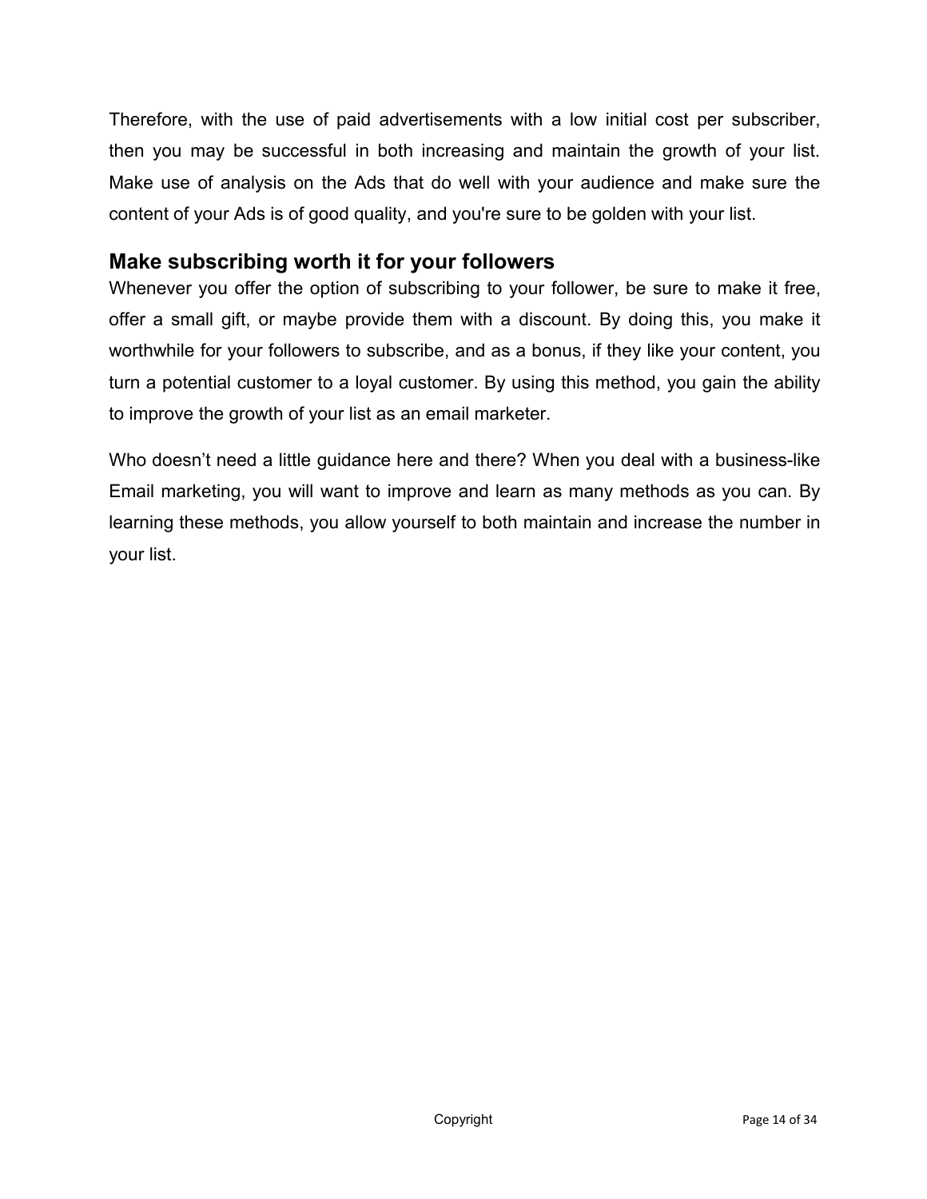Therefore, with the use of paid advertisements with a low initial cost per subscriber, then you may be successful in both increasing and maintain the growth of your list. Make use of analysis on the Ads that do well with your audience and make sure the content of your Ads is of good quality, and you're sure to be golden with your list.

## Make subscribing worth it for your followers

Whenever you offer the option of subscribing to your follower, be sure to make it free, offer a small gift, or maybe provide them with a discount. By doing this, you make it worthwhile for your followers to subscribe, and as a bonus, if they like your content, you turn a potential customer to a loyal customer. By using this method, you gain the ability to improve the growth of your list as an email marketer.

Who doesn't need a little guidance here and there? When you deal with a business-like Email marketing, you will want to improve and learn as many methods as you can. By learning these methods, you allow yourself to both maintain and increase the number in your list.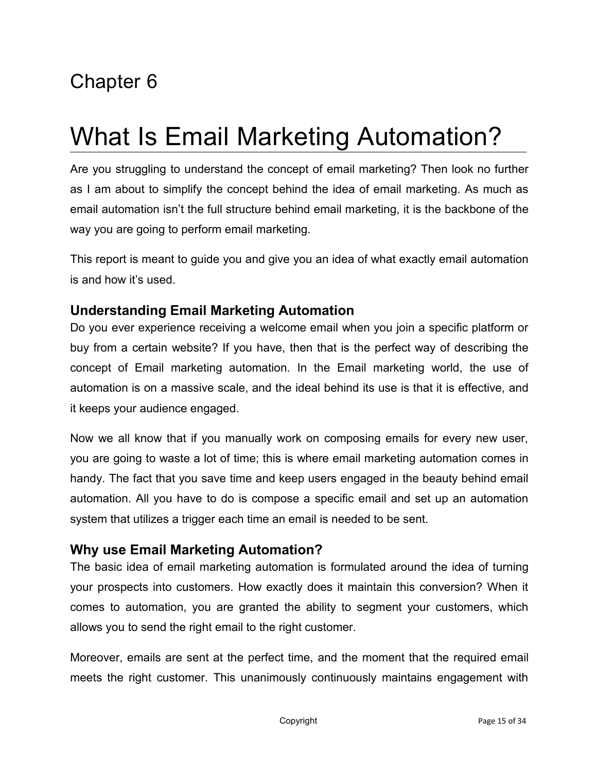Chapter 6

# What Is Email Marketing Automation?

Are you struggling to understand the concept of email marketing? Then look no further as I am about to simplify the concept behind the idea of email marketing. As much as email automation isn't the full structure behind email marketing, it is the backbone of the way you are going to perform email marketing.

This report is meant to guide you and give you an idea of what exactly email automation is and how it's used.

### Understanding Email Marketing Automation

Do you ever experience receiving a welcome email when you join a specific platform or buy from a certain website? If you have, then that is the perfect way of describing the concept of Email marketing automation. In the Email marketing world, the use of automation is on a massive scale, and the ideal behind its use is that it is effective, and it keeps your audience engaged.

Now we all know that if you manually work on composing emails for every new user, you are going to waste a lot of time; this is where email marketing automation comes in handy. The fact that you save time and keep users engaged in the beauty behind email automation. All you have to do is compose a specific email and set up an automation system that utilizes a trigger each time an email is needed to be sent.

### Why use Email Marketing Automation?

The basic idea of email marketing automation is formulated around the idea of turning your prospects into customers. How exactly does it maintain this conversion? When it comes to automation, you are granted the ability to segment your customers, which allows you to send the right email to the right customer.

Moreover, emails are sent at the perfect time, and the moment that the required email meets the right customer. This unanimously continuously maintains engagement with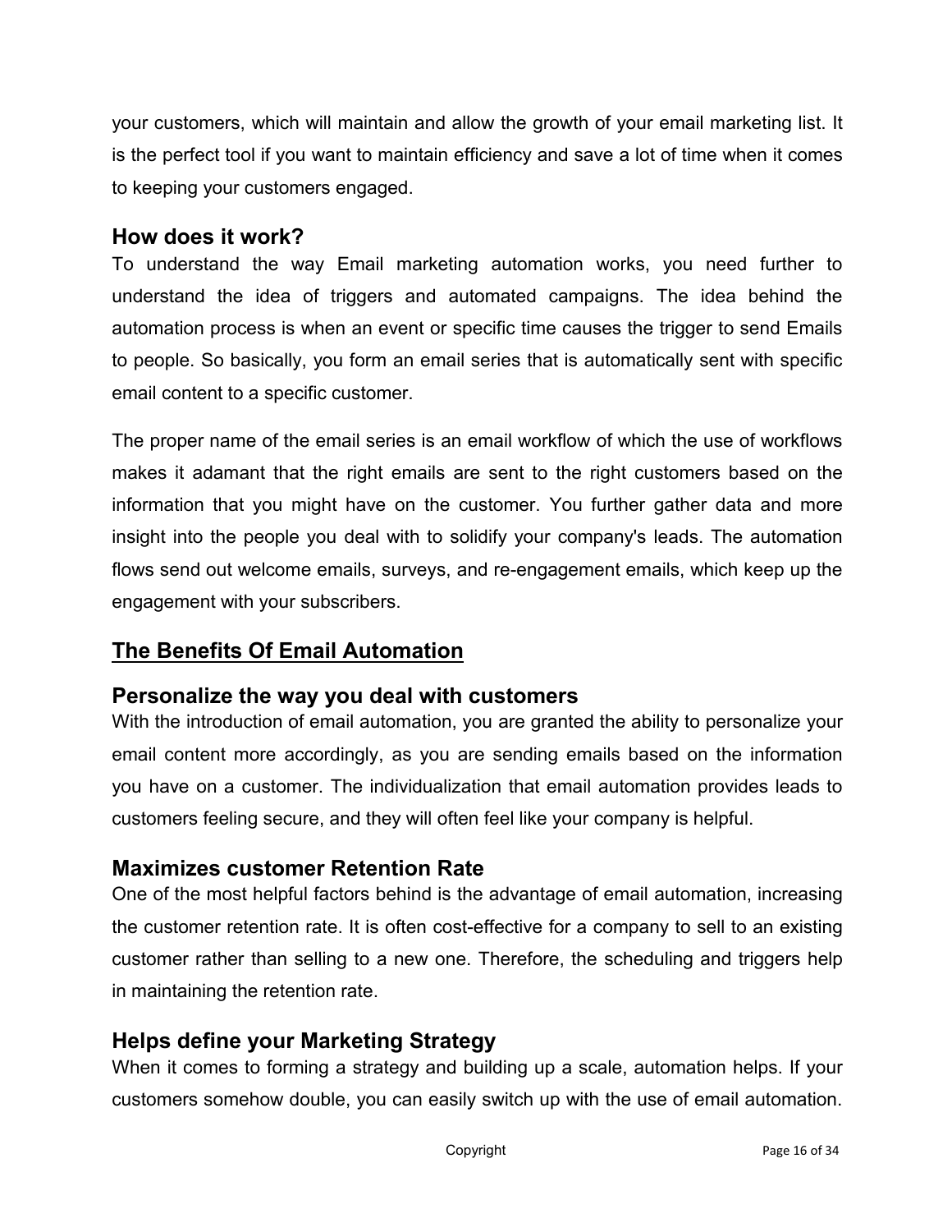your customers, which will maintain and allow the growth of your email marketing list. It is the perfect tool if you want to maintain efficiency and save a lot of time when it comes to keeping your customers engaged.

### How does it work?

To understand the way Email marketing automation works, you need further to understand the idea of triggers and automated campaigns. The idea behind the automation process is when an event or specific time causes the trigger to send Emails to people. So basically, you form an email series that is automatically sent with specific email content to a specific customer.

The proper name of the email series is an email workflow of which the use of workflows makes it adamant that the right emails are sent to the right customers based on the information that you might have on the customer. You further gather data and more insight into the people you deal with to solidify your company's leads. The automation flows send out welcome emails, surveys, and re-engagement emails, which keep up the engagement with your subscribers.

## The Benefits Of Email Automation

### Personalize the way you deal with customers

With the introduction of email automation, you are granted the ability to personalize your email content more accordingly, as you are sending emails based on the information you have on a customer. The individualization that email automation provides leads to customers feeling secure, and they will often feel like your company is helpful.

### Maximizes customer Retention Rate

One of the most helpful factors behind is the advantage of email automation, increasing the customer retention rate. It is often cost-effective for a company to sell to an existing customer rather than selling to a new one. Therefore, the scheduling and triggers help in maintaining the retention rate.

### Helps define your Marketing Strategy

When it comes to forming a strategy and building up a scale, automation helps. If your customers somehow double, you can easily switch up with the use of email automation.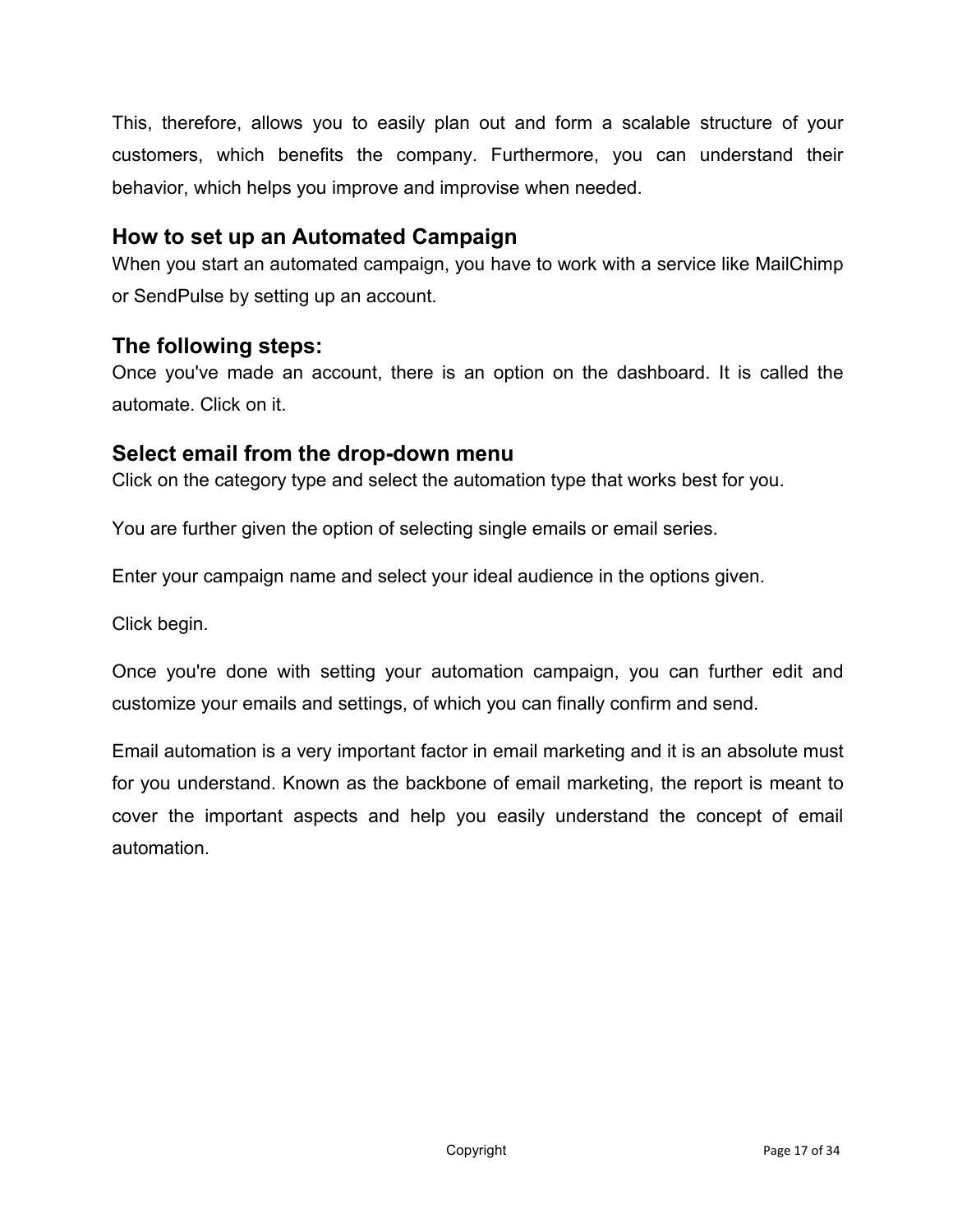This, therefore, allows you to easily plan out and form a scalable structure of your customers, which benefits the company. Furthermore, you can understand their behavior, which helps you improve and improvise when needed.

## How to set up an Automated Campaign

When you start an automated campaign, you have to work with a service like MailChimp or SendPulse by setting up an account.

## The following steps:

Once you've made an account, there is an option on the dashboard. It is called the automate. Click on it.

## Select email from the drop-down menu

Click on the category type and select the automation type that works best for you.

You are further given the option of selecting single emails or email series.

Enter your campaign name and select your ideal audience in the options given.

Click begin.

Once you're done with setting your automation campaign, you can further edit and customize your emails and settings, of which you can finally confirm and send.

Email automation is a very important factor in email marketing and it is an absolute must for you understand. Known as the backbone of email marketing, the report is meant to cover the important aspects and help you easily understand the concept of email automation.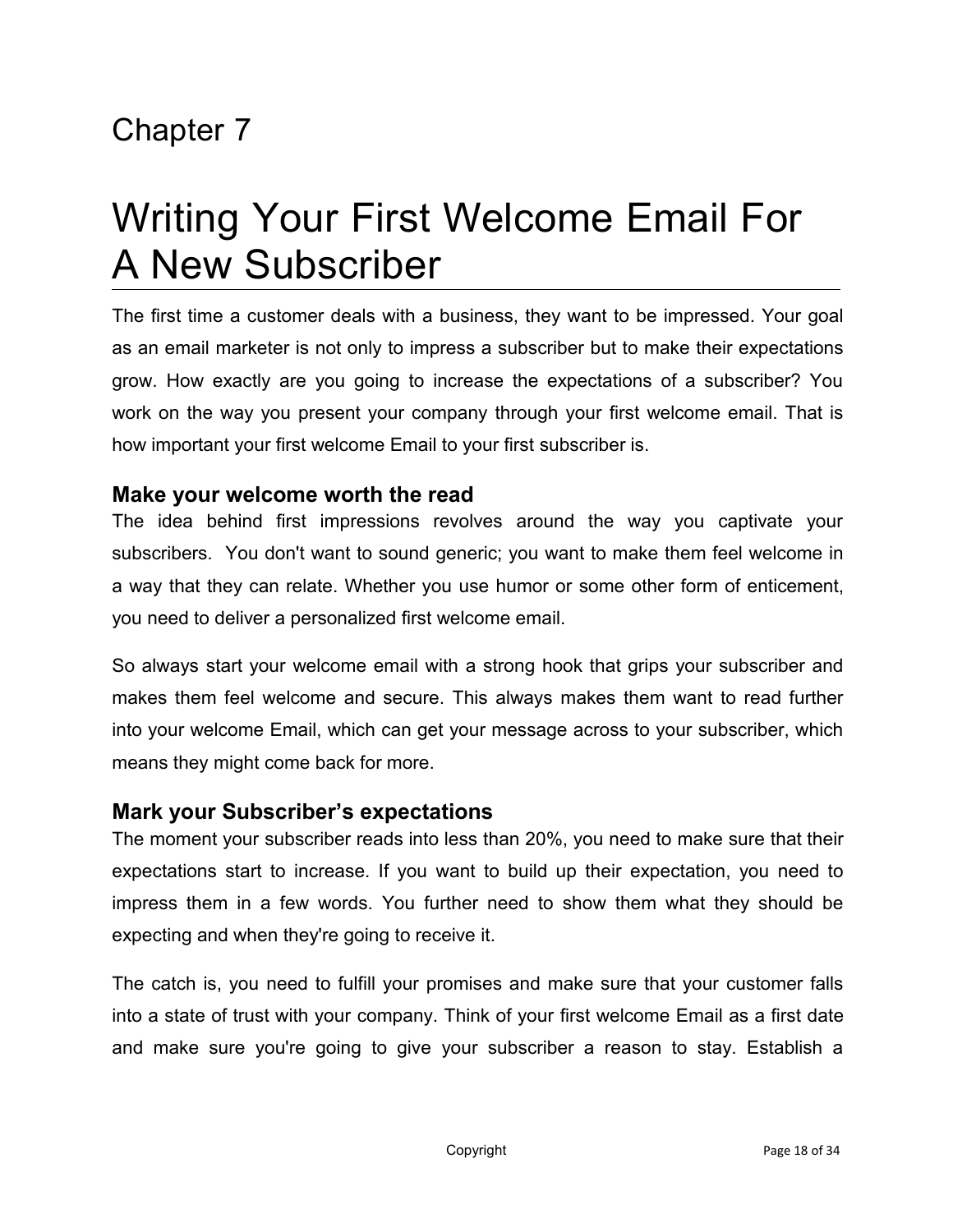Chapter 7

# Writing Your First Welcome Email For A New Subscriber

The first time a customer deals with a business, they want to be impressed. Your goal as an email marketer is not only to impress a subscriber but to make their expectations grow. How exactly are you going to increase the expectations of a subscriber? You work on the way you present your company through your first welcome email. That is how important your first welcome Email to your first subscriber is.

### Make your welcome worth the read

The idea behind first impressions revolves around the way you captivate your subscribers. You don't want to sound generic; you want to make them feel welcome in a way that they can relate. Whether you use humor or some other form of enticement, you need to deliver a personalized first welcome email.

So always start your welcome email with a strong hook that grips your subscriber and makes them feel welcome and secure. This always makes them want to read further into your welcome Email, which can get your message across to your subscriber, which means they might come back for more.

### Mark your Subscriber's expectations

The moment your subscriber reads into less than 20%, you need to make sure that their expectations start to increase. If you want to build up their expectation, you need to impress them in a few words. You further need to show them what they should be expecting and when they're going to receive it.

The catch is, you need to fulfill your promises and make sure that your customer falls into a state of trust with your company. Think of your first welcome Email as a first date and make sure you're going to give your subscriber a reason to stay. Establish a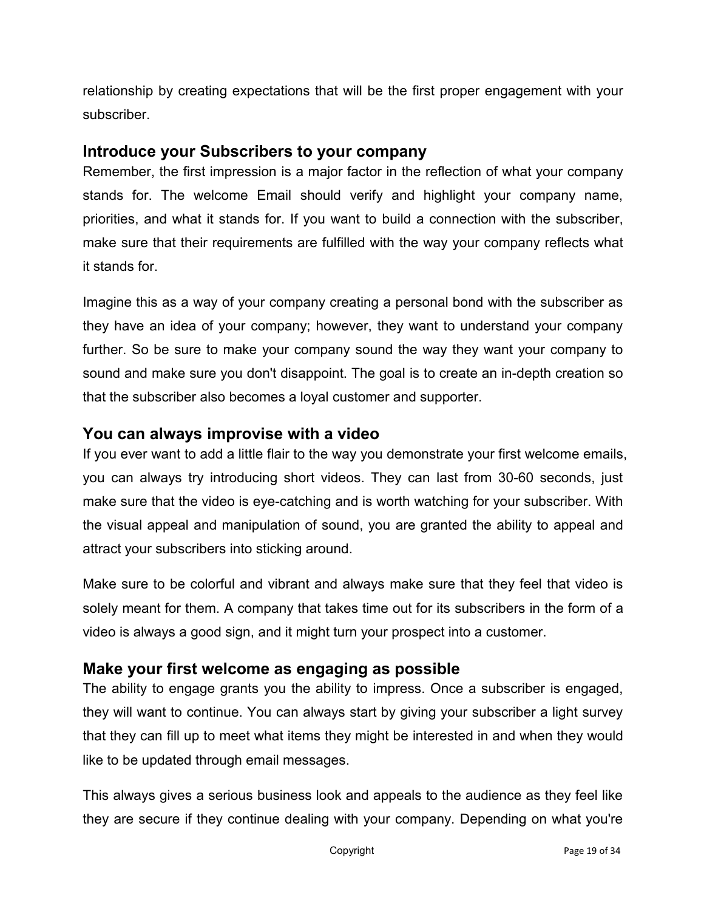relationship by creating expectations that will be the first proper engagement with your subscriber.

## Introduce your Subscribers to your company

Remember, the first impression is a major factor in the reflection of what your company stands for. The welcome Email should verify and highlight your company name, priorities, and what it stands for. If you want to build a connection with the subscriber, make sure that their requirements are fulfilled with the way your company reflects what it stands for.

Imagine this as a way of your company creating a personal bond with the subscriber as they have an idea of your company; however, they want to understand your company further. So be sure to make your company sound the way they want your company to sound and make sure you don't disappoint. The goal is to create an in-depth creation so that the subscriber also becomes a loyal customer and supporter.

## You can always improvise with a video

If you ever want to add a little flair to the way you demonstrate your first welcome emails, you can always try introducing short videos. They can last from 30-60 seconds, just make sure that the video is eye-catching and is worth watching for your subscriber. With the visual appeal and manipulation of sound, you are granted the ability to appeal and attract your subscribers into sticking around.

Make sure to be colorful and vibrant and always make sure that they feel that video is solely meant for them. A company that takes time out for its subscribers in the form of a video is always a good sign, and it might turn your prospect into a customer.

## Make your first welcome as engaging as possible

The ability to engage grants you the ability to impress. Once a subscriber is engaged, they will want to continue. You can always start by giving your subscriber a light survey that they can fill up to meet what items they might be interested in and when they would like to be updated through email messages.

This always gives a serious business look and appeals to the audience as they feel like they are secure if they continue dealing with your company. Depending on what you're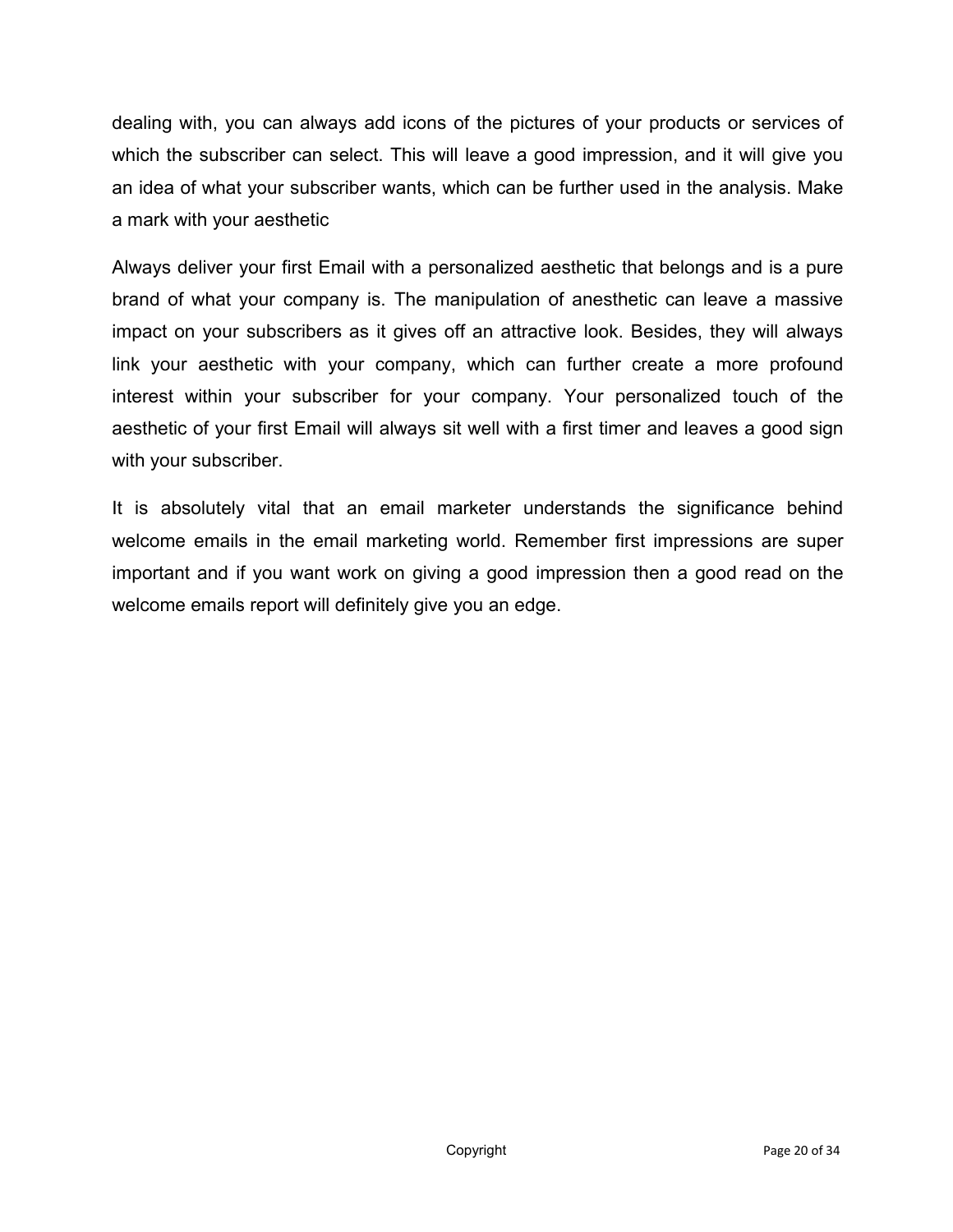dealing with, you can always add icons of the pictures of your products or services of which the subscriber can select. This will leave a good impression, and it will give you an idea of what your subscriber wants, which can be further used in the analysis. Make a mark with your aesthetic

Always deliver your first Email with a personalized aesthetic that belongs and is a pure brand of what your company is. The manipulation of anesthetic can leave a massive impact on your subscribers as it gives off an attractive look. Besides, they will always link your aesthetic with your company, which can further create a more profound interest within your subscriber for your company. Your personalized touch of the aesthetic of your first Email will always sit well with a first timer and leaves a good sign with your subscriber.

It is absolutely vital that an email marketer understands the significance behind welcome emails in the email marketing world. Remember first impressions are super important and if you want work on giving a good impression then a good read on the welcome emails report will definitely give you an edge.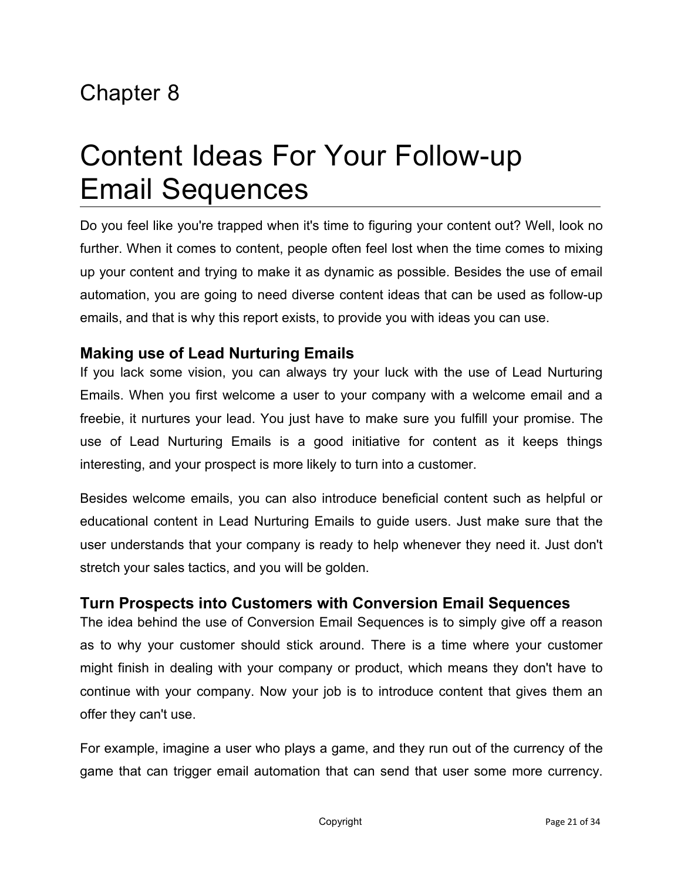# Chapter 8

# Content Ideas For Your Follow-up Email Sequences

Do you feel like you're trapped when it's time to figuring your content out? Well, look no further. When it comes to content, people often feel lost when the time comes to mixing up your content and trying to make it as dynamic as possible. Besides the use of email automation, you are going to need diverse content ideas that can be used as follow-up emails, and that is why this report exists, to provide you with ideas you can use.

### Making use of Lead Nurturing Emails

If you lack some vision, you can always try your luck with the use of Lead Nurturing Emails. When you first welcome a user to your company with a welcome email and a freebie, it nurtures your lead. You just have to make sure you fulfill your promise. The use of Lead Nurturing Emails is a good initiative for content as it keeps things interesting, and your prospect is more likely to turn into a customer.

Besides welcome emails, you can also introduce beneficial content such as helpful or educational content in Lead Nurturing Emails to guide users. Just make sure that the user understands that your company is ready to help whenever they need it. Just don't stretch your sales tactics, and you will be golden.

### Turn Prospects into Customers with Conversion Email Sequences

The idea behind the use of Conversion Email Sequences is to simply give off a reason as to why your customer should stick around. There is a time where your customer might finish in dealing with your company or product, which means they don't have to continue with your company. Now your job is to introduce content that gives them an offer they can't use.

For example, imagine a user who plays a game, and they run out of the currency of the game that can trigger email automation that can send that user some more currency.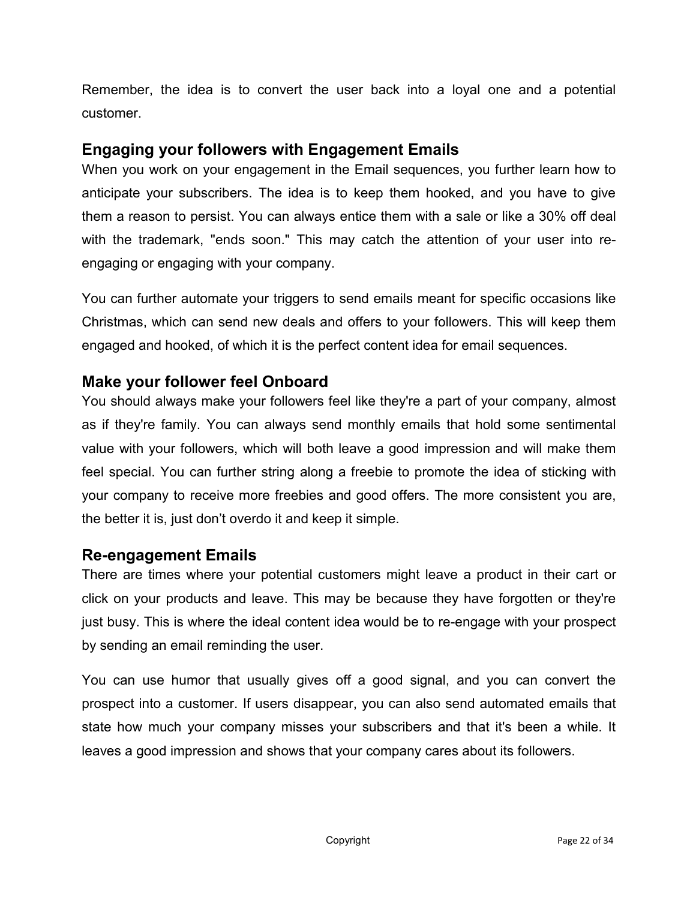Remember, the idea is to convert the user back into a loyal one and a potential customer.

## Engaging your followers with Engagement Emails

When you work on your engagement in the Email sequences, you further learn how to anticipate your subscribers. The idea is to keep them hooked, and you have to give them a reason to persist. You can always entice them with a sale or like a 30% off deal with the trademark, "ends soon." This may catch the attention of your user into re-engaging or engaging with your company.

You can further automate your triggers to send emails meant for specific occasions like Christmas, which can send new deals and offers to your followers. This will keep them engaged and hooked, of which it is the perfect content idea for email sequences.

## Make your follower feel Onboard

You should always make your followers feel like they're a part of your company, almost as if they're family. You can always send monthly emails that hold some sentimental value with your followers, which will both leave a good impression and will make them feel special. You can further string along a freebie to promote the idea of sticking with your company to receive more freebies and good offers. The more consistent you are, the better it is, just don’t overdo it and keep it simple.

## Re-engagement Emails

There are times where your potential customers might leave a product in their cart or click on your products and leave. This may be because they have forgotten or they're just busy. This is where the ideal content idea would be to re-engage with your prospect by sending an email reminding the user.

You can use humor that usually gives off a good signal, and you can convert the prospect into a customer. If users disappear, you can also send automated emails that state how much your company misses your subscribers and that it's been a while. It leaves a good impression and shows that your company cares about its followers.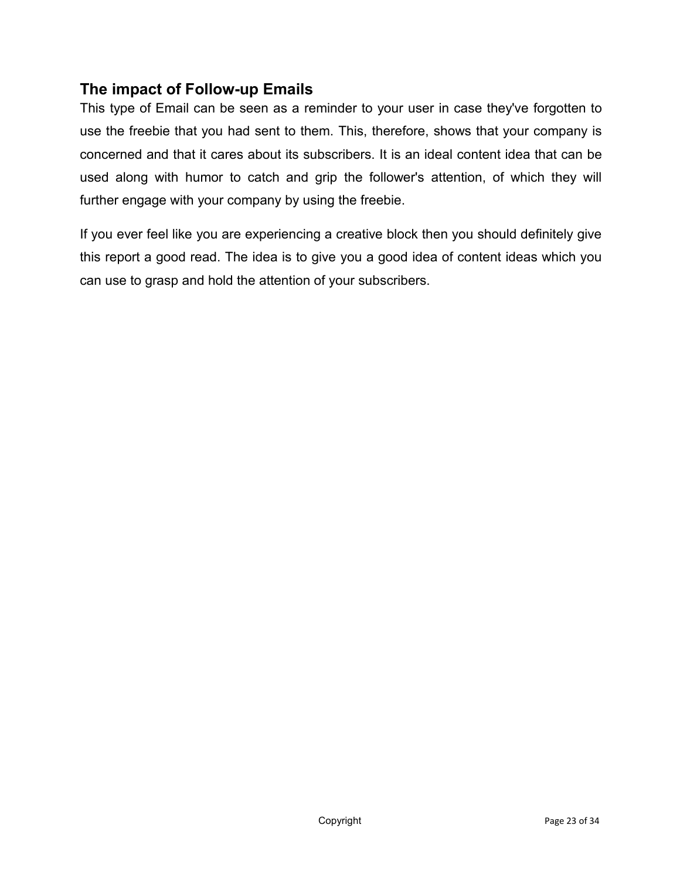## The impact of Follow-up Emails

This type of Email can be seen as a reminder to your user in case they've forgotten to use the freebie that you had sent to them. This, therefore, shows that your company is concerned and that it cares about its subscribers. It is an ideal content idea that can be used along with humor to catch and grip the follower's attention, of which they will further engage with your company by using the freebie.

If you ever feel like you are experiencing a creative block then you should definitely give this report a good read. The idea is to give you a good idea of content ideas which you can use to grasp and hold the attention of your subscribers.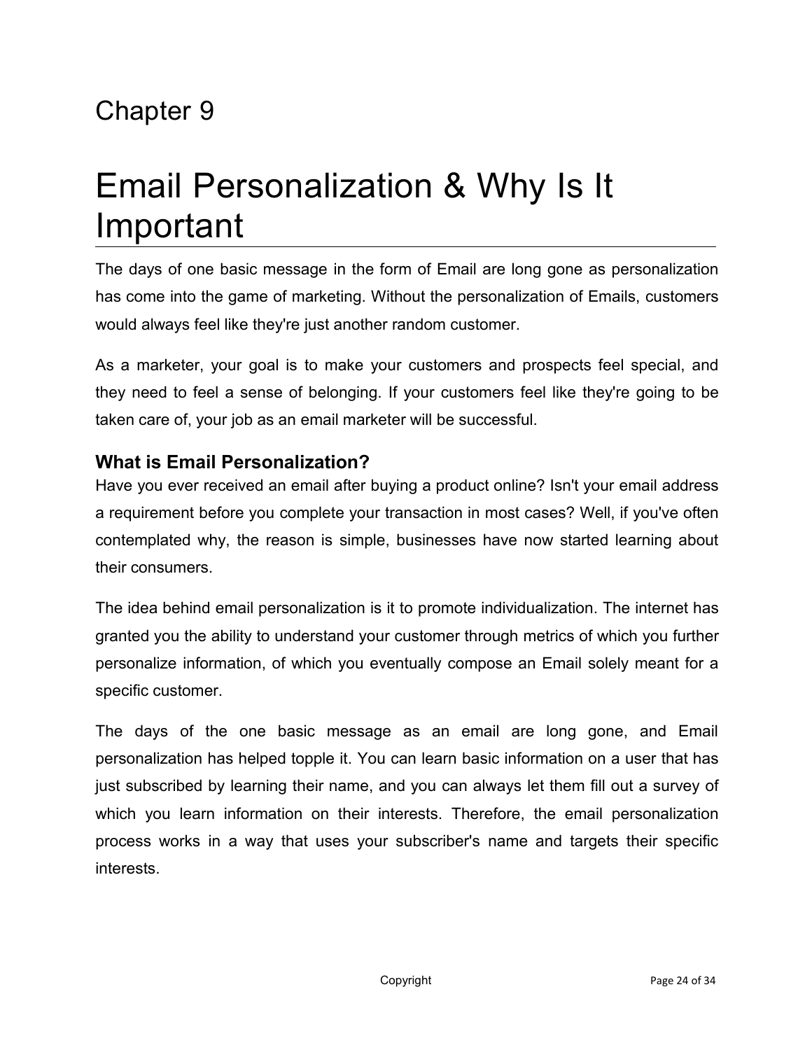Chapter 9

# Email Personalization & Why Is It Important

The days of one basic message in the form of Email are long gone as personalization has come into the game of marketing. Without the personalization of Emails, customers would always feel like they're just another random customer.

As a marketer, your goal is to make your customers and prospects feel special, and they need to feel a sense of belonging. If your customers feel like they're going to be taken care of, your job as an email marketer will be successful.

### What is Email Personalization?

Have you ever received an email after buying a product online? Isn't your email address a requirement before you complete your transaction in most cases? Well, if you've often contemplated why, the reason is simple, businesses have now started learning about their consumers.

The idea behind email personalization is it to promote individualization. The internet has granted you the ability to understand your customer through metrics of which you further personalize information, of which you eventually compose an Email solely meant for a specific customer.

The days of the one basic message as an email are long gone, and Email personalization has helped topple it. You can learn basic information on a user that has just subscribed by learning their name, and you can always let them fill out a survey of which you learn information on their interests. Therefore, the email personalization process works in a way that uses your subscriber's name and targets their specific interests.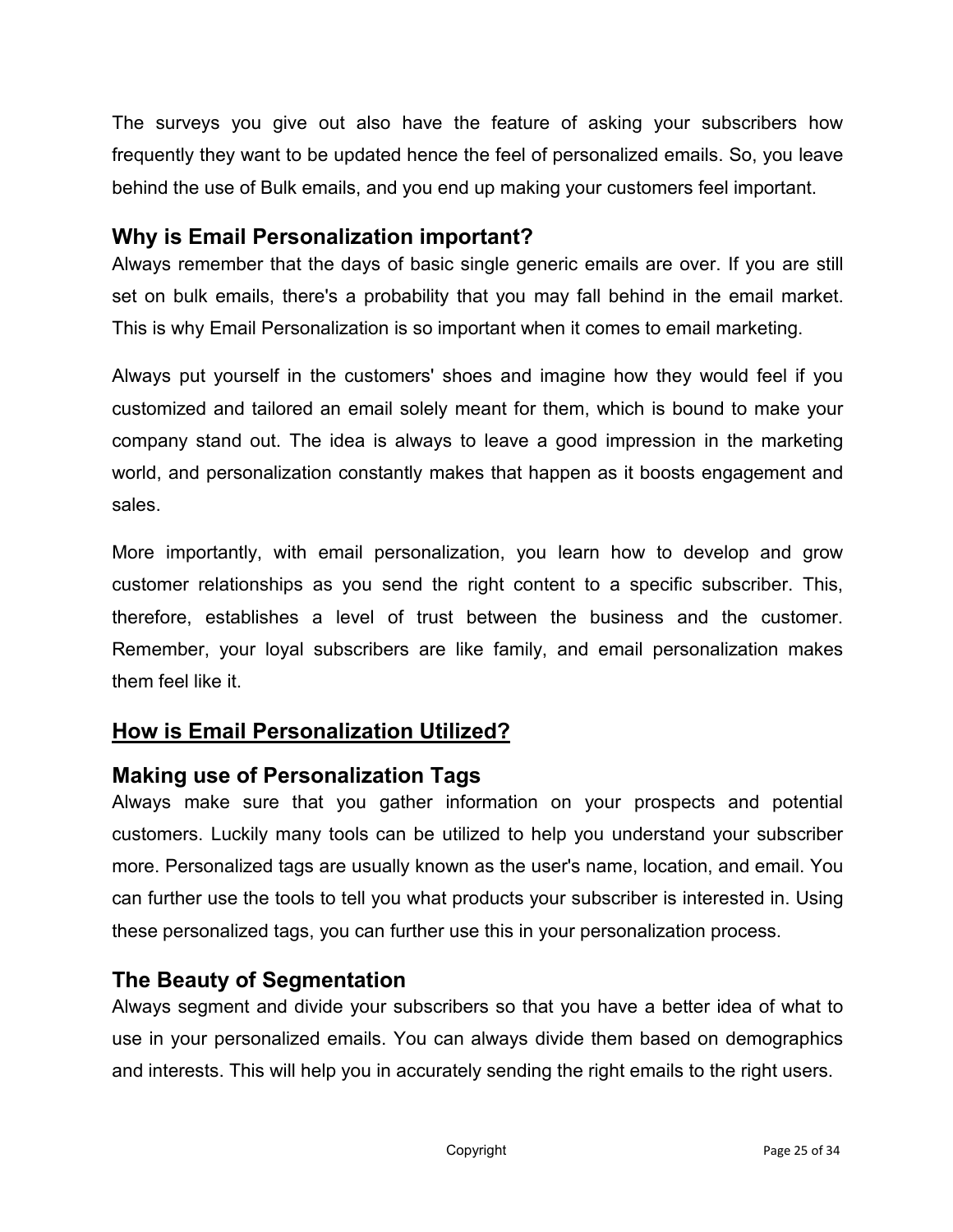The surveys you give out also have the feature of asking your subscribers how frequently they want to be updated hence the feel of personalized emails. So, you leave behind the use of Bulk emails, and you end up making your customers feel important.

### Why is Email Personalization important?

Always remember that the days of basic single generic emails are over. If you are still set on bulk emails, there's a probability that you may fall behind in the email market. This is why Email Personalization is so important when it comes to email marketing.

Always put yourself in the customers' shoes and imagine how they would feel if you customized and tailored an email solely meant for them, which is bound to make your company stand out. The idea is always to leave a good impression in the marketing world, and personalization constantly makes that happen as it boosts engagement and sales.

More importantly, with email personalization, you learn how to develop and grow customer relationships as you send the right content to a specific subscriber. This, therefore, establishes a level of trust between the business and the customer. Remember, your loyal subscribers are like family, and email personalization makes them feel like it.

## How is Email Personalization Utilized?

### Making use of Personalization Tags

Always make sure that you gather information on your prospects and potential customers. Luckily many tools can be utilized to help you understand your subscriber more. Personalized tags are usually known as the user's name, location, and email. You can further use the tools to tell you what products your subscriber is interested in. Using these personalized tags, you can further use this in your personalization process.

### The Beauty of Segmentation

Always segment and divide your subscribers so that you have a better idea of what to use in your personalized emails. You can always divide them based on demographics and interests. This will help you in accurately sending the right emails to the right users.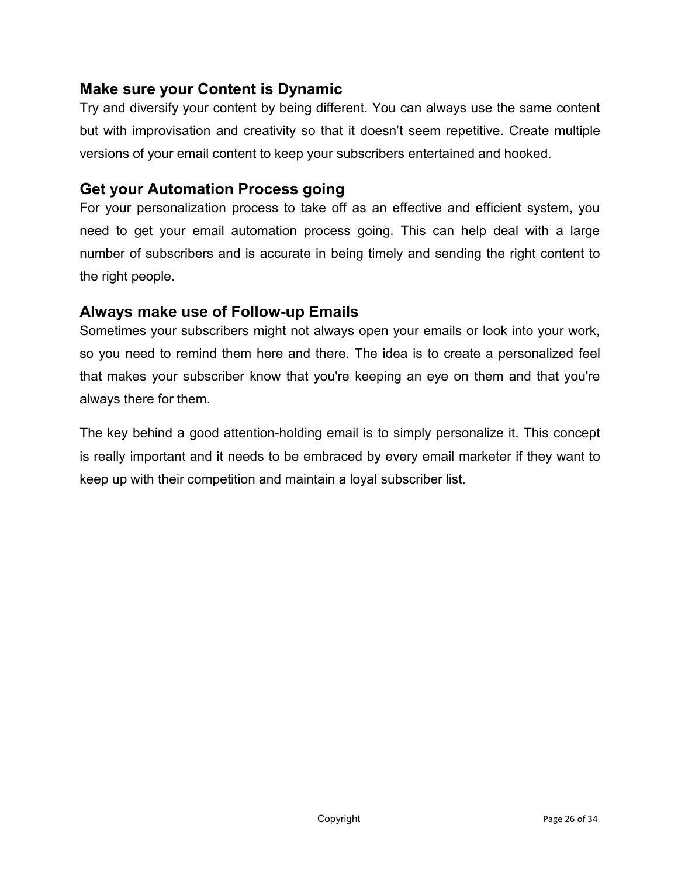## Make sure your Content is Dynamic

Try and diversify your content by being different. You can always use the same content but with improvisation and creativity so that it doesn't seem repetitive. Create multiple versions of your email content to keep your subscribers entertained and hooked.

## Get your Automation Process going

For your personalization process to take off as an effective and efficient system, you need to get your email automation process going. This can help deal with a large number of subscribers and is accurate in being timely and sending the right content to the right people.

## Always make use of Follow-up Emails

Sometimes your subscribers might not always open your emails or look into your work, so you need to remind them here and there. The idea is to create a personalized feel that makes your subscriber know that you're keeping an eye on them and that you're always there for them.

The key behind a good attention-holding email is to simply personalize it. This concept is really important and it needs to be embraced by every email marketer if they want to keep up with their competition and maintain a loyal subscriber list.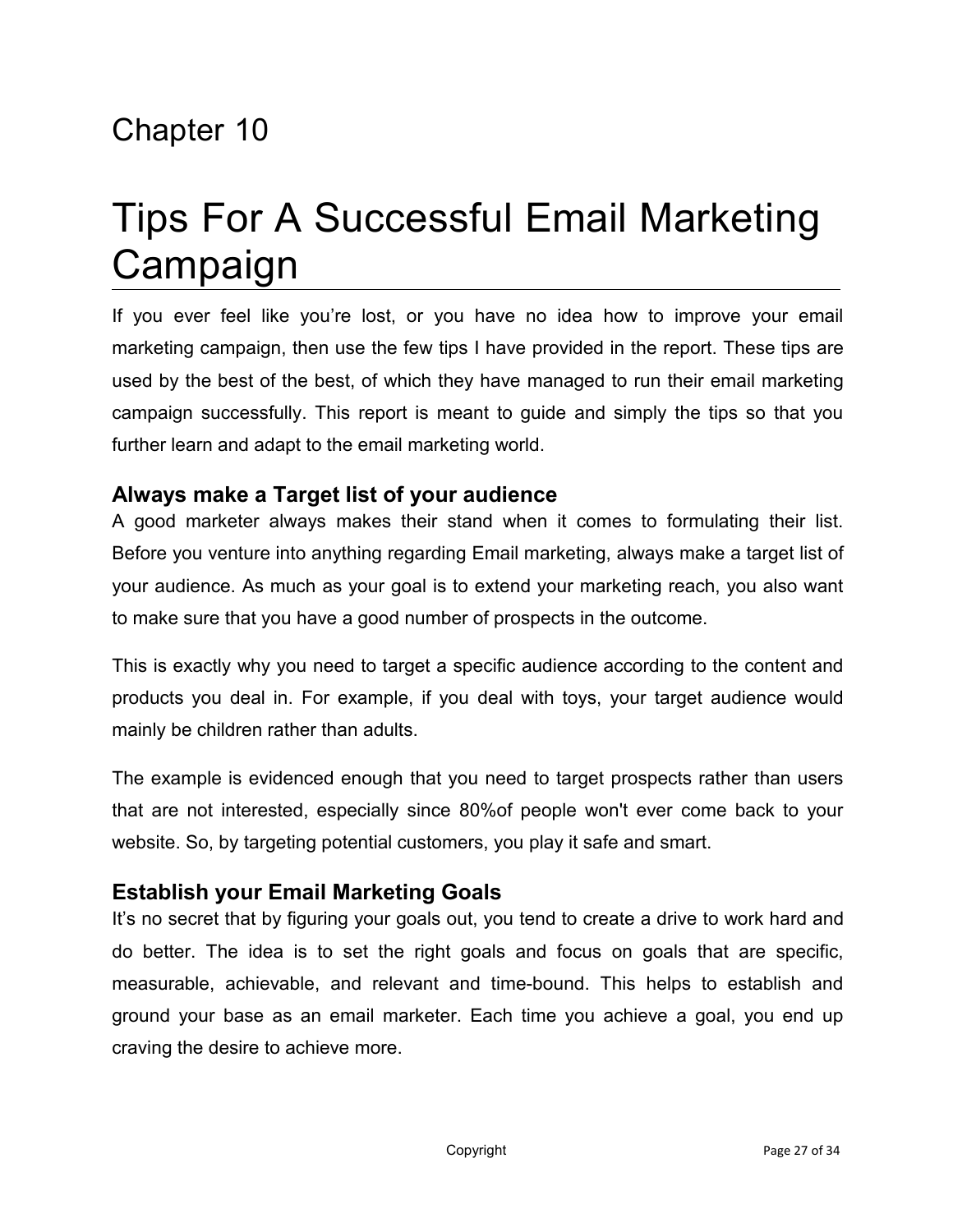Chapter 10

# Tips For A Successful Email Marketing Campaign

If you ever feel like you're lost, or you have no idea how to improve your email marketing campaign, then use the few tips I have provided in the report. These tips are used by the best of the best, of which they have managed to run their email marketing campaign successfully. This report is meant to guide and simply the tips so that you further learn and adapt to the email marketing world.

### Always make a Target list of your audience

A good marketer always makes their stand when it comes to formulating their list. Before you venture into anything regarding Email marketing, always make a target list of your audience. As much as your goal is to extend your marketing reach, you also want to make sure that you have a good number of prospects in the outcome.

This is exactly why you need to target a specific audience according to the content and products you deal in. For example, if you deal with toys, your target audience would mainly be children rather than adults.

The example is evidenced enough that you need to target prospects rather than users that are not interested, especially since 80%of people won't ever come back to your website. So, by targeting potential customers, you play it safe and smart.

### Establish your Email Marketing Goals

It's no secret that by figuring your goals out, you tend to create a drive to work hard and do better. The idea is to set the right goals and focus on goals that are specific, measurable, achievable, and relevant and time-bound. This helps to establish and ground your base as an email marketer. Each time you achieve a goal, you end up craving the desire to achieve more.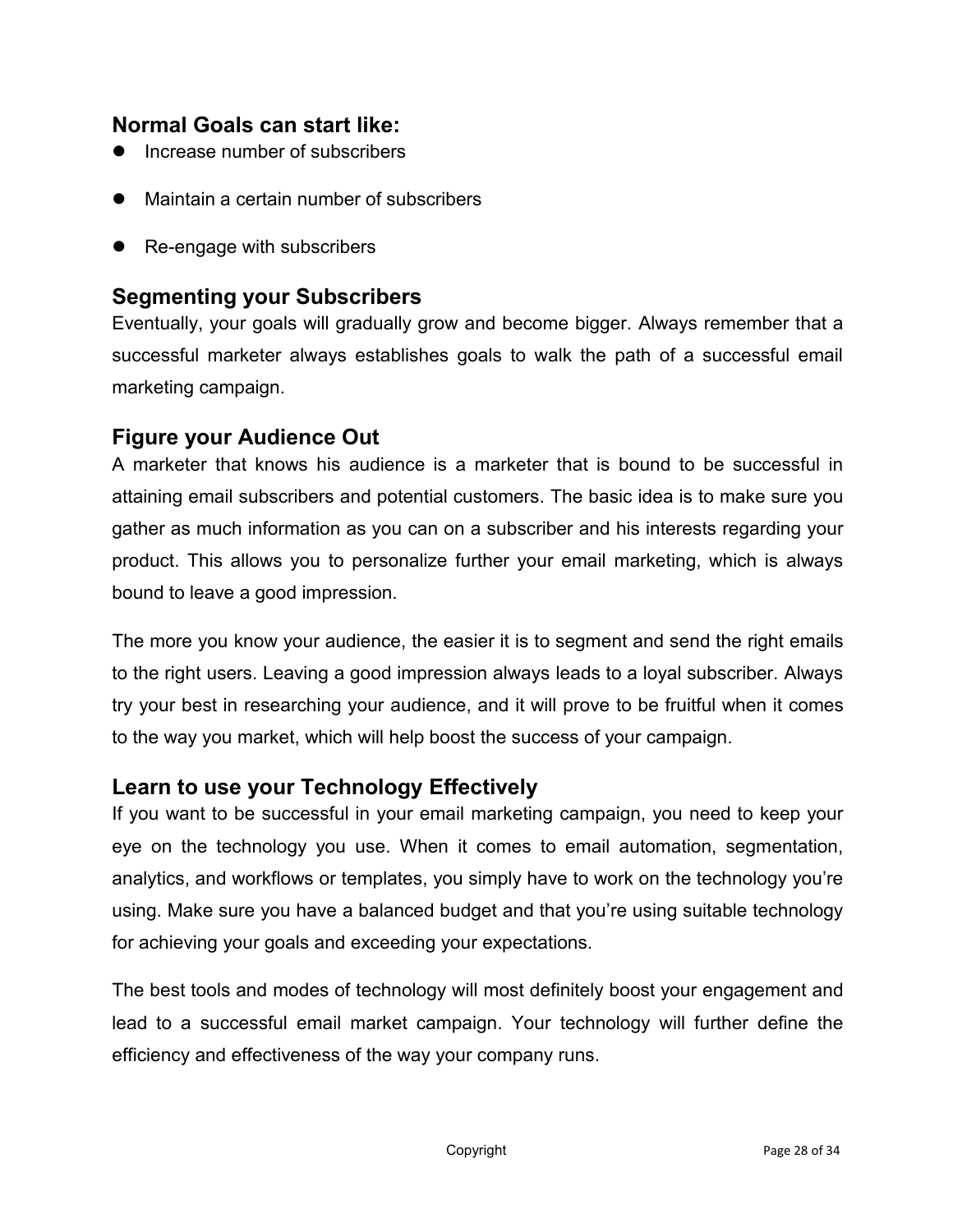## Normal Goals can start like:

- Increase number of subscribers
- Maintain a certain number of subscribers
- Re-engage with subscribers

## Segmenting your Subscribers

Eventually, your goals will gradually grow and become bigger. Always remember that a successful marketer always establishes goals to walk the path of a successful email marketing campaign.

## Figure your Audience Out

A marketer that knows his audience is a marketer that is bound to be successful in attaining email subscribers and potential customers. The basic idea is to make sure you gather as much information as you can on a subscriber and his interests regarding your product. This allows you to personalize further your email marketing, which is always bound to leave a good impression.

The more you know your audience, the easier it is to segment and send the right emails to the right users. Leaving a good impression always leads to a loyal subscriber. Always try your best in researching your audience, and it will prove to be fruitful when it comes to the way you market, which will help boost the success of your campaign.

## Learn to use your Technology Effectively

If you want to be successful in your email marketing campaign, you need to keep your eye on the technology you use. When it comes to email automation, segmentation, analytics, and workflows or templates, you simply have to work on the technology you're using. Make sure you have a balanced budget and that you're using suitable technology for achieving your goals and exceeding your expectations.

The best tools and modes of technology will most definitely boost your engagement and lead to a successful email market campaign. Your technology will further define the efficiency and effectiveness of the way your company runs.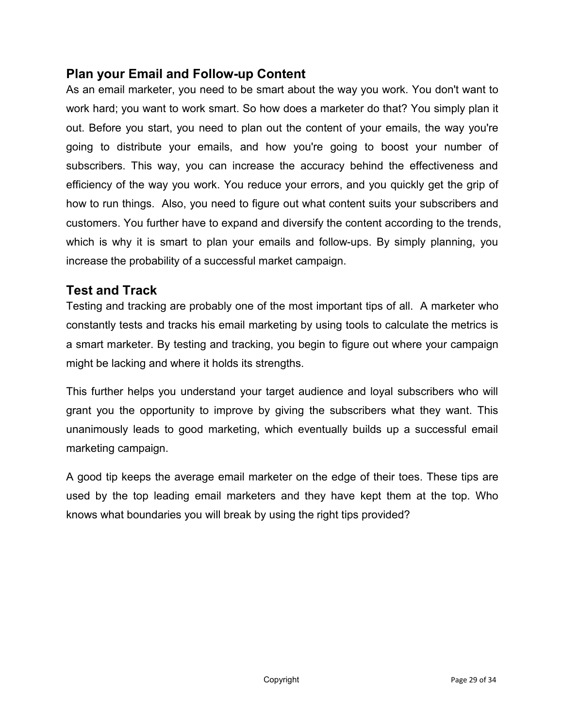## Plan your Email and Follow-up Content

As an email marketer, you need to be smart about the way you work. You don't want to work hard; you want to work smart. So how does a marketer do that? You simply plan it out. Before you start, you need to plan out the content of your emails, the way you're going to distribute your emails, and how you're going to boost your number of subscribers. This way, you can increase the accuracy behind the effectiveness and efficiency of the way you work. You reduce your errors, and you quickly get the grip of how to run things. Also, you need to figure out what content suits your subscribers and customers. You further have to expand and diversify the content according to the trends, which is why it is smart to plan your emails and follow-ups. By simply planning, you increase the probability of a successful market campaign.

## Test and Track

Testing and tracking are probably one of the most important tips of all. A marketer who constantly tests and tracks his email marketing by using tools to calculate the metrics is a smart marketer. By testing and tracking, you begin to figure out where your campaign might be lacking and where it holds its strengths.

This further helps you understand your target audience and loyal subscribers who will grant you the opportunity to improve by giving the subscribers what they want. This unanimously leads to good marketing, which eventually builds up a successful email marketing campaign.

A good tip keeps the average email marketer on the edge of their toes. These tips are used by the top leading email marketers and they have kept them at the top. Who knows what boundaries you will break by using the right tips provided?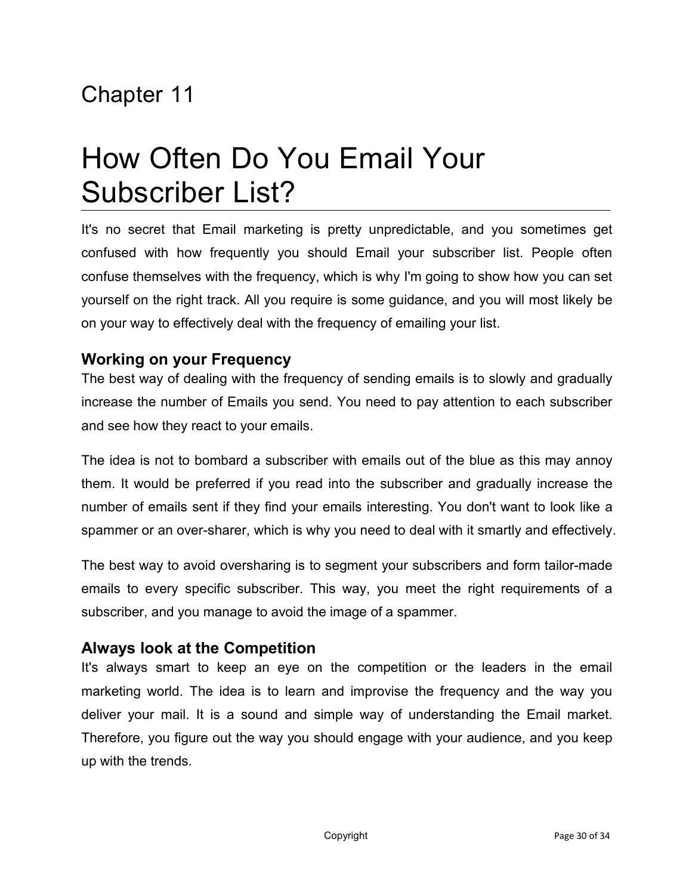Chapter 11

# How Often Do You Email Your Subscriber List?

It's no secret that Email marketing is pretty unpredictable, and you sometimes get confused with how frequently you should Email your subscriber list. People often confuse themselves with the frequency, which is why I'm going to show how you can set yourself on the right track. All you require is some guidance, and you will most likely be on your way to effectively deal with the frequency of emailing your list.

### Working on your Frequency

The best way of dealing with the frequency of sending emails is to slowly and gradually increase the number of Emails you send. You need to pay attention to each subscriber and see how they react to your emails.

The idea is not to bombard a subscriber with emails out of the blue as this may annoy them. It would be preferred if you read into the subscriber and gradually increase the number of emails sent if they find your emails interesting. You don't want to look like a spammer or an over-sharer, which is why you need to deal with it smartly and effectively.

The best way to avoid oversharing is to segment your subscribers and form tailor-made emails to every specific subscriber. This way, you meet the right requirements of a subscriber, and you manage to avoid the image of a spammer.

### Always look at the Competition

It's always smart to keep an eye on the competition or the leaders in the email marketing world. The idea is to learn and improvise the frequency and the way you deliver your mail. It is a sound and simple way of understanding the Email market. Therefore, you figure out the way you should engage with your audience, and you keep up with the trends.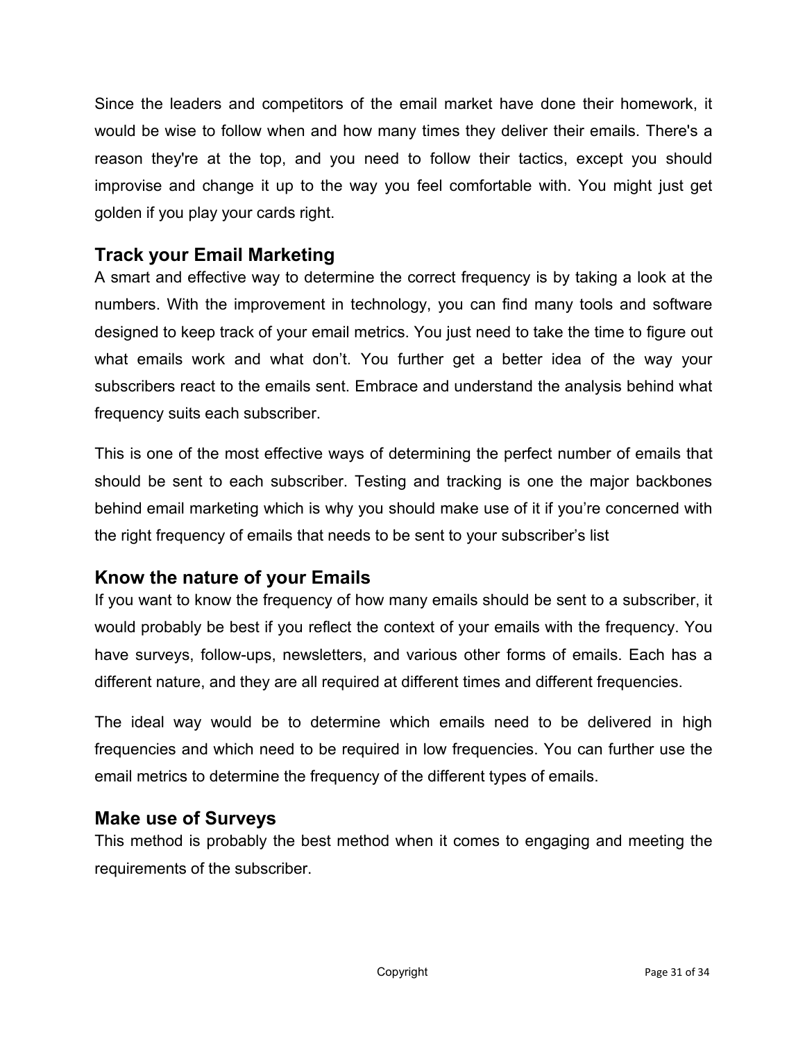Since the leaders and competitors of the email market have done their homework, it would be wise to follow when and how many times they deliver their emails. There's a reason they're at the top, and you need to follow their tactics, except you should improvise and change it up to the way you feel comfortable with. You might just get golden if you play your cards right.

## Track your Email Marketing

A smart and effective way to determine the correct frequency is by taking a look at the numbers. With the improvement in technology, you can find many tools and software designed to keep track of your email metrics. You just need to take the time to figure out what emails work and what don't. You further get a better idea of the way your subscribers react to the emails sent. Embrace and understand the analysis behind what frequency suits each subscriber.

This is one of the most effective ways of determining the perfect number of emails that should be sent to each subscriber. Testing and tracking is one the major backbones behind email marketing which is why you should make use of it if you're concerned with the right frequency of emails that needs to be sent to your subscriber's list

## Know the nature of your Emails

If you want to know the frequency of how many emails should be sent to a subscriber, it would probably be best if you reflect the context of your emails with the frequency. You have surveys, follow-ups, newsletters, and various other forms of emails. Each has a different nature, and they are all required at different times and different frequencies.

The ideal way would be to determine which emails need to be delivered in high frequencies and which need to be required in low frequencies. You can further use the email metrics to determine the frequency of the different types of emails.

## Make use of Surveys

This method is probably the best method when it comes to engaging and meeting the requirements of the subscriber.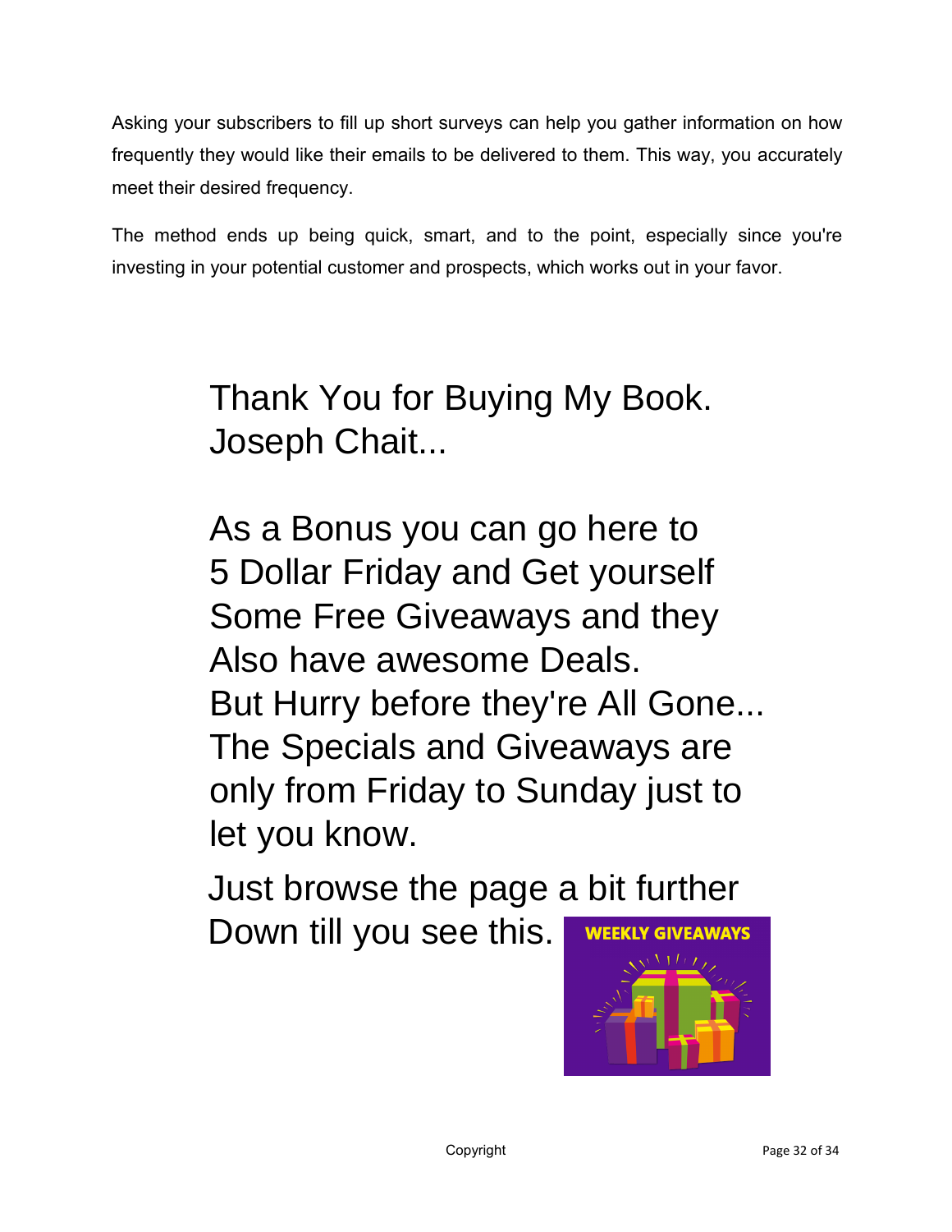Asking your subscribers to fill up short surveys can help you gather information on how frequently they would like their emails to be delivered to them. This way, you accurately meet their desired frequency.

The method ends up being quick, smart, and to the point, especially since you're investing in your potential customer and prospects, which works out in your favor.

Thank You for Buying My Book.
Joseph Chait...

As a Bonus you can go here to 5 Dollar Friday and Get yourself Some Free Giveaways and they Also have awesome Deals.
But Hurry before they're All Gone...
The Specials and Giveaways are only from Friday to Sunday just to let you know.

Just browse the page a bit further Down till you see this.

WEEKLY GIVEAWAYS

Copyright